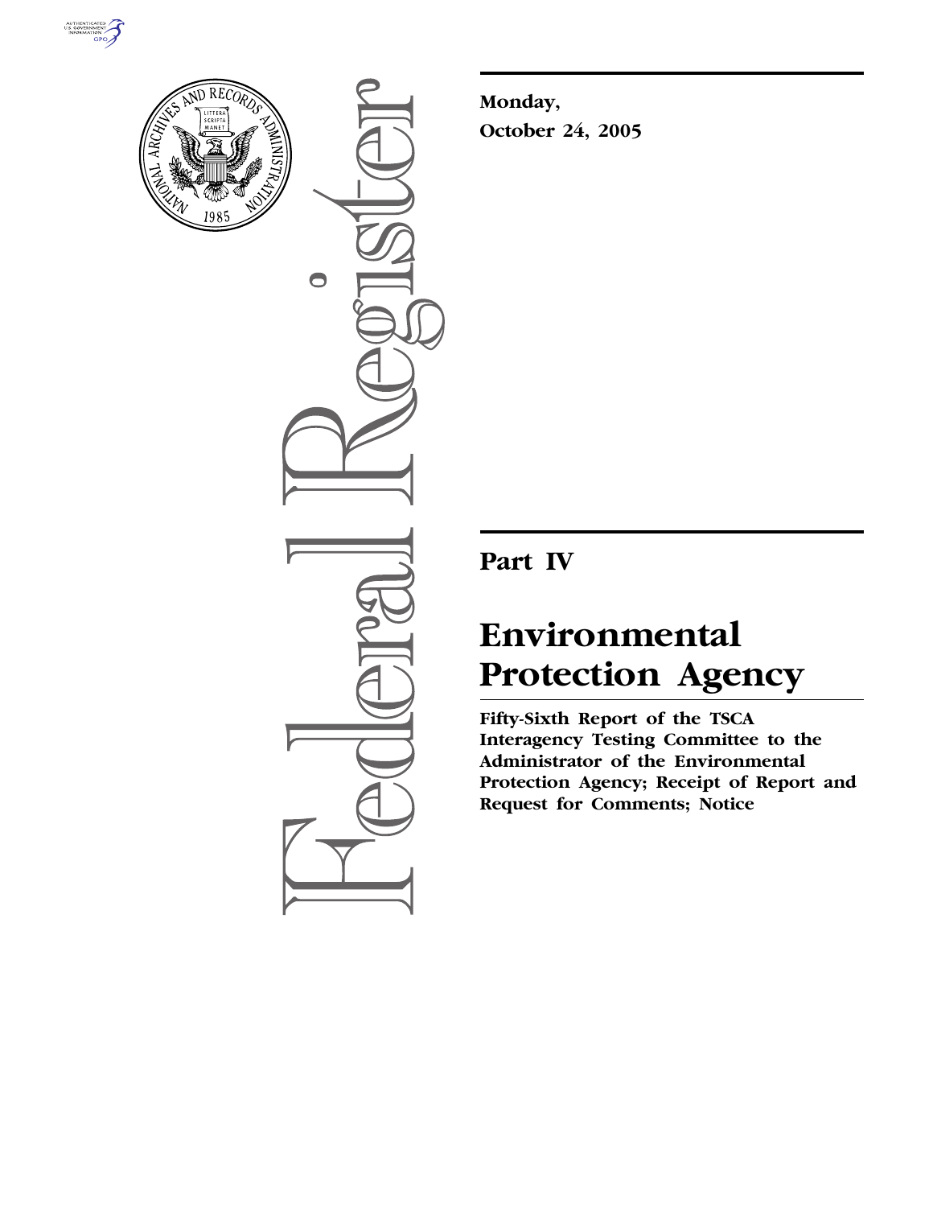**Monday,**

**October 24, 2005**

## Part IV

# Environmental Protection Agency

**Fifty-Sixth Report of the TSCA Interagency Testing Committee to the Administrator of the Environmental Protection Agency; Receipt of Report and Request for Comments; Notice**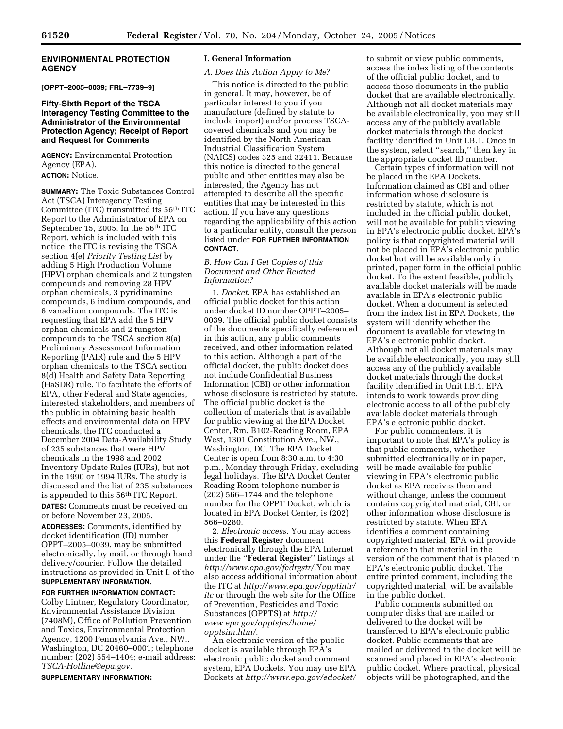## ENVIRONMENTAL PROTECTION AGENCY

**[OPPT–2005–0039; FRL–7739–9]**

### Fifty-Sixth Report of the TSCA Interagency Testing Committee to the Administrator of the Environmental Protection Agency; Receipt of Report and Request for Comments

**AGENCY:** Environmental Protection Agency (EPA).

**ACTION:** Notice.

**SUMMARY:** The Toxic Substances Control Act (TSCA) Interagency Testing Committee (ITC) transmitted its 56th ITC Report to the Administrator of EPA on September 15, 2005. In the 56th ITC Report, which is included with this notice, the ITC is revising the TSCA section 4(e) *Priority Testing List* by adding 5 High Production Volume (HPV) orphan chemicals and 2 tungsten compounds and removing 28 HPV orphan chemicals, 3 pyridinamine compounds, 6 indium compounds, and 6 vanadium compounds. The ITC is requesting that EPA add the 5 HPV orphan chemicals and 2 tungsten compounds to the TSCA section 8(a) Preliminary Assessment Information Reporting (PAIR) rule and the 5 HPV orphan chemicals to the TSCA section 8(d) Health and Safety Data Reporting (HaSDR) rule. To facilitate the efforts of EPA, other Federal and State agencies, interested stakeholders, and members of the public in obtaining basic health effects and environmental data on HPV chemicals, the ITC conducted a December 2004 Data-Availability Study of 235 substances that were HPV chemicals in the 1998 and 2002 Inventory Update Rules (IURs), but not in the 1990 or 1994 IURs. The study is discussed and the list of 235 substances is appended to this 56th ITC Report.

**DATES:** Comments must be received on or before November 23, 2005.

**ADDRESSES:** Comments, identified by docket identification (ID) number OPPT–2005–0039, may be submitted electronically, by mail, or through hand delivery/courier. Follow the detailed instructions as provided in Unit I. of the **SUPPLEMENTARY INFORMATION**.

**FOR FURTHER INFORMATION CONTACT:** Colby Lintner, Regulatory Coordinator, Environmental Assistance Division (7408M), Office of Pollution Prevention and Toxics, Environmental Protection Agency, 1200 Pennsylvania Ave., NW., Washington, DC 20460–0001; telephone number: (202) 554–1404; e-mail address: *TSCA-Hotline@epa.gov*.

**SUPPLEMENTARY INFORMATION:**

### I. General Information

#### *A. Does this Action Apply to Me?*

This notice is directed to the public in general. It may, however, be of particular interest to you if you manufacture (defined by statute to include import) and/or process TSCA-covered chemicals and you may be identified by the North American Industrial Classification System (NAICS) codes 325 and 32411. Because this notice is directed to the general public and other entities may also be interested, the Agency has not attempted to describe all the specific entities that may be interested in this action. If you have any questions regarding the applicability of this action to a particular entity, consult the person listed under **FOR FURTHER INFORMATION CONTACT**.

#### *B. How Can I Get Copies of this Document and Other Related Information?*

1. *Docket*. EPA has established an official public docket for this action under docket ID number OPPT–2005–0039. The official public docket consists of the documents specifically referenced in this action, any public comments received, and other information related to this action. Although a part of the official docket, the public docket does not include Confidential Business Information (CBI) or other information whose disclosure is restricted by statute. The official public docket is the collection of materials that is available for public viewing at the EPA Docket Center, Rm. B102-Reading Room, EPA West, 1301 Constitution Ave., NW., Washington, DC. The EPA Docket Center is open from 8:30 a.m. to 4:30 p.m., Monday through Friday, excluding legal holidays. The EPA Docket Center Reading Room telephone number is (202) 566–1744 and the telephone number for the OPPT Docket, which is located in EPA Docket Center, is (202) 566–0280.

2. *Electronic access*. You may access this **Federal Register** document electronically through the EPA Internet under the ''**Federal Register**'' listings at *http://www.epa.gov/fedrgstr/*.You may also access additional information about the ITC at *http://www.epa.gov/opptintr/itc* or through the web site for the Office of Prevention, Pesticides and Toxic Substances (OPPTS) at *http://www.epa.gov/opptsfrs/home/opptsim.htm/*.

An electronic version of the public docket is available through EPA's electronic public docket and comment system, EPA Dockets. You may use EPA Dockets at *http://www.epa.gov/edocket/* to submit or view public comments, access the index listing of the contents of the official public docket, and to access those documents in the public docket that are available electronically. Although not all docket materials may be available electronically, you may still access any of the publicly available docket materials through the docket facility identified in Unit I.B.1. Once in the system, select ''search,'' then key in the appropriate docket ID number.

Certain types of information will not be placed in the EPA Dockets. Information claimed as CBI and other information whose disclosure is restricted by statute, which is not included in the official public docket, will not be available for public viewing in EPA's electronic public docket. EPA's policy is that copyrighted material will not be placed in EPA's electronic public docket but will be available only in printed, paper form in the official public docket. To the extent feasible, publicly available docket materials will be made available in EPA's electronic public docket. When a document is selected from the index list in EPA Dockets, the system will identify whether the document is available for viewing in EPA's electronic public docket. Although not all docket materials may be available electronically, you may still access any of the publicly available docket materials through the docket facility identified in Unit I.B.1. EPA intends to work towards providing electronic access to all of the publicly available docket materials through EPA's electronic public docket.

For public commenters, it is important to note that EPA's policy is that public comments, whether submitted electronically or in paper, will be made available for public viewing in EPA's electronic public docket as EPA receives them and without change, unless the comment contains copyrighted material, CBI, or other information whose disclosure is restricted by statute. When EPA identifies a comment containing copyrighted material, EPA will provide a reference to that material in the version of the comment that is placed in EPA's electronic public docket. The entire printed comment, including the copyrighted material, will be available in the public docket.

Public comments submitted on computer disks that are mailed or delivered to the docket will be transferred to EPA's electronic public docket. Public comments that are mailed or delivered to the docket will be scanned and placed in EPA's electronic public docket. Where practical, physical objects will be photographed, and the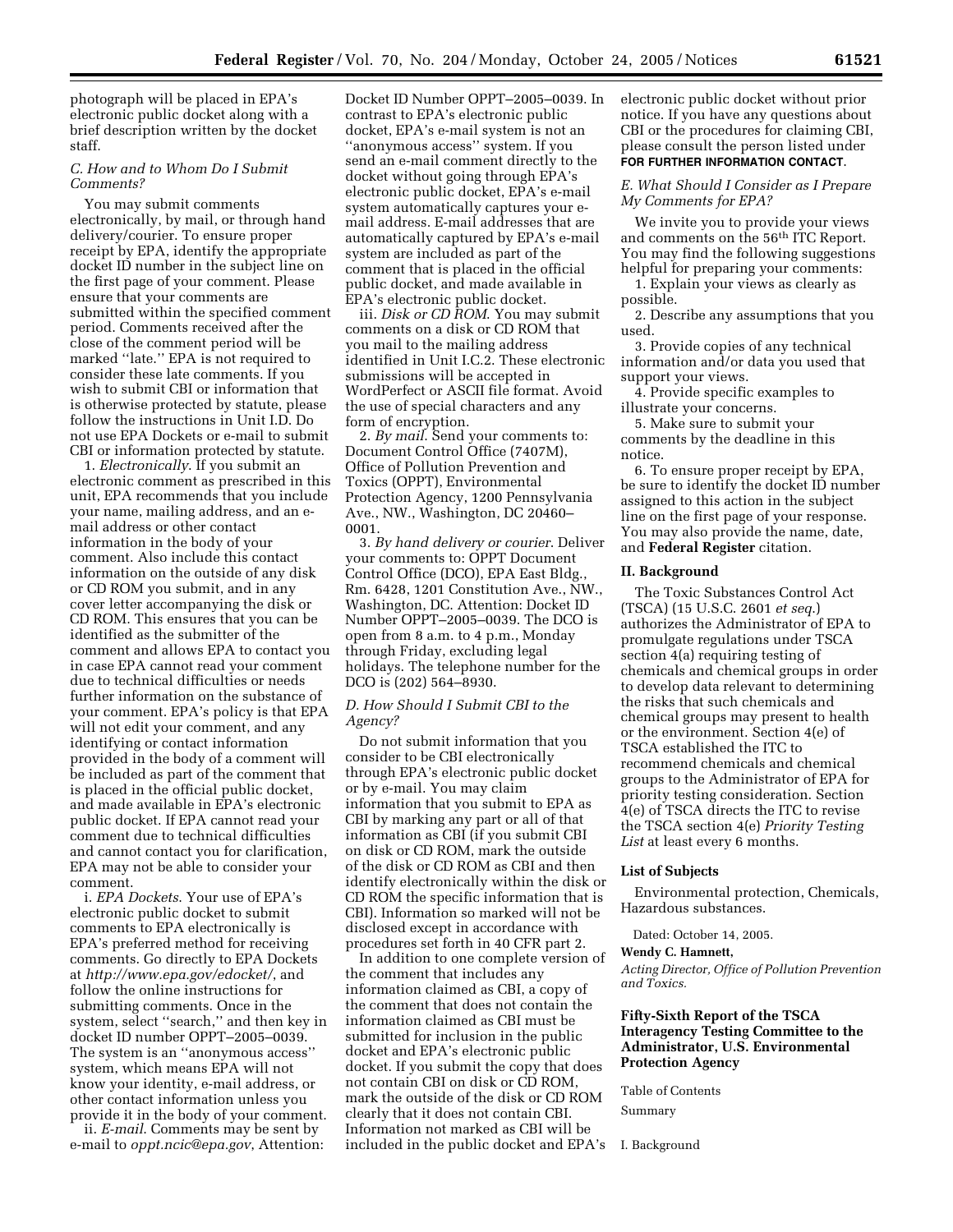photograph will be placed in EPA's electronic public docket along with a brief description written by the docket staff.

### *C. How and to Whom Do I Submit Comments?*

You may submit comments electronically, by mail, or through hand delivery/courier. To ensure proper receipt by EPA, identify the appropriate docket ID number in the subject line on the first page of your comment. Please ensure that your comments are submitted within the specified comment period. Comments received after the close of the comment period will be marked ''late.'' EPA is not required to consider these late comments. If you wish to submit CBI or information that is otherwise protected by statute, please follow the instructions in Unit I.D. Do not use EPA Dockets or e-mail to submit CBI or information protected by statute.

1. *Electronically*. If you submit an electronic comment as prescribed in this unit, EPA recommends that you include your name, mailing address, and an e-mail address or other contact information in the body of your comment. Also include this contact information on the outside of any disk or CD ROM you submit, and in any cover letter accompanying the disk or CD ROM. This ensures that you can be identified as the submitter of the comment and allows EPA to contact you in case EPA cannot read your comment due to technical difficulties or needs further information on the substance of your comment. EPA's policy is that EPA will not edit your comment, and any identifying or contact information provided in the body of a comment will be included as part of the comment that is placed in the official public docket, and made available in EPA's electronic public docket. If EPA cannot read your comment due to technical difficulties and cannot contact you for clarification, EPA may not be able to consider your comment.

i. *EPA Dockets*. Your use of EPA's electronic public docket to submit comments to EPA electronically is EPA's preferred method for receiving comments. Go directly to EPA Dockets at *http://www.epa.gov/edocket/*, and follow the online instructions for submitting comments. Once in the system, select ''search,'' and then key in docket ID number OPPT–2005–0039. The system is an ''anonymous access'' system, which means EPA will not know your identity, e-mail address, or other contact information unless you provide it in the body of your comment.

ii. *E-mail*. Comments may be sent by e-mail to *oppt.ncic@epa.gov*, Attention: Docket ID Number OPPT–2005–0039. In contrast to EPA's electronic public docket, EPA's e-mail system is not an ''anonymous access'' system. If you send an e-mail comment directly to the docket without going through EPA's electronic public docket, EPA's e-mail system automatically captures your e-mail address. E-mail addresses that are automatically captured by EPA's e-mail system are included as part of the comment that is placed in the official public docket, and made available in EPA's electronic public docket.

iii. *Disk or CD ROM*. You may submit comments on a disk or CD ROM that you mail to the mailing address identified in Unit I.C.2. These electronic submissions will be accepted in WordPerfect or ASCII file format. Avoid the use of special characters and any form of encryption.

2. *By mail*. Send your comments to: Document Control Office (7407M), Office of Pollution Prevention and Toxics (OPPT), Environmental Protection Agency, 1200 Pennsylvania Ave., NW., Washington, DC 20460–0001.

3. *By hand delivery or courier*. Deliver your comments to: OPPT Document Control Office (DCO), EPA East Bldg., Rm. 6428, 1201 Constitution Ave., NW., Washington, DC. Attention: Docket ID Number OPPT–2005–0039. The DCO is open from 8 a.m. to 4 p.m., Monday through Friday, excluding legal holidays. The telephone number for the DCO is (202) 564–8930.

### *D. How Should I Submit CBI to the Agency?*

Do not submit information that you consider to be CBI electronically through EPA's electronic public docket or by e-mail. You may claim information that you submit to EPA as CBI by marking any part or all of that information as CBI (if you submit CBI on disk or CD ROM, mark the outside of the disk or CD ROM as CBI and then identify electronically within the disk or CD ROM the specific information that is CBI). Information so marked will not be disclosed except in accordance with procedures set forth in 40 CFR part 2.

In addition to one complete version of the comment that includes any information claimed as CBI, a copy of the comment that does not contain the information claimed as CBI must be submitted for inclusion in the public docket and EPA's electronic public docket. If you submit the copy that does not contain CBI on disk or CD ROM, mark the outside of the disk or CD ROM clearly that it does not contain CBI. Information not marked as CBI will be included in the public docket and EPA's electronic public docket without prior notice. If you have any questions about CBI or the procedures for claiming CBI, please consult the person listed under **FOR FURTHER INFORMATION CONTACT**.

### *E. What Should I Consider as I Prepare My Comments for EPA?*

We invite you to provide your views and comments on the 56[th] ITC Report. You may find the following suggestions helpful for preparing your comments:

1. Explain your views as clearly as possible.
2. Describe any assumptions that you used.
3. Provide copies of any technical information and/or data you used that support your views.
4. Provide specific examples to illustrate your concerns.
5. Make sure to submit your comments by the deadline in this notice.
6. To ensure proper receipt by EPA, be sure to identify the docket ID number assigned to this action in the subject line on the first page of your response. You may also provide the name, date, and **Federal Register** citation.

## II. Background

The Toxic Substances Control Act (TSCA) (15 U.S.C. 2601 *et seq.*) authorizes the Administrator of EPA to promulgate regulations under TSCA section 4(a) requiring testing of chemicals and chemical groups in order to develop data relevant to determining the risks that such chemicals and chemical groups may present to health or the environment. Section 4(e) of TSCA established the ITC to recommend chemicals and chemical groups to the Administrator of EPA for priority testing consideration. Section 4(e) of TSCA directs the ITC to revise the TSCA section 4(e) *Priority Testing List* at least every 6 months.

### List of Subjects

Environmental protection, Chemicals, Hazardous substances.

Dated: October 14, 2005.

**Wendy C. Hamnett,**

*Acting Director, Office of Pollution Prevention and Toxics.*

## Fifty-Sixth Report of the TSCA Interagency Testing Committee to the Administrator, U.S. Environmental Protection Agency

Table of Contents

Summary

I. Background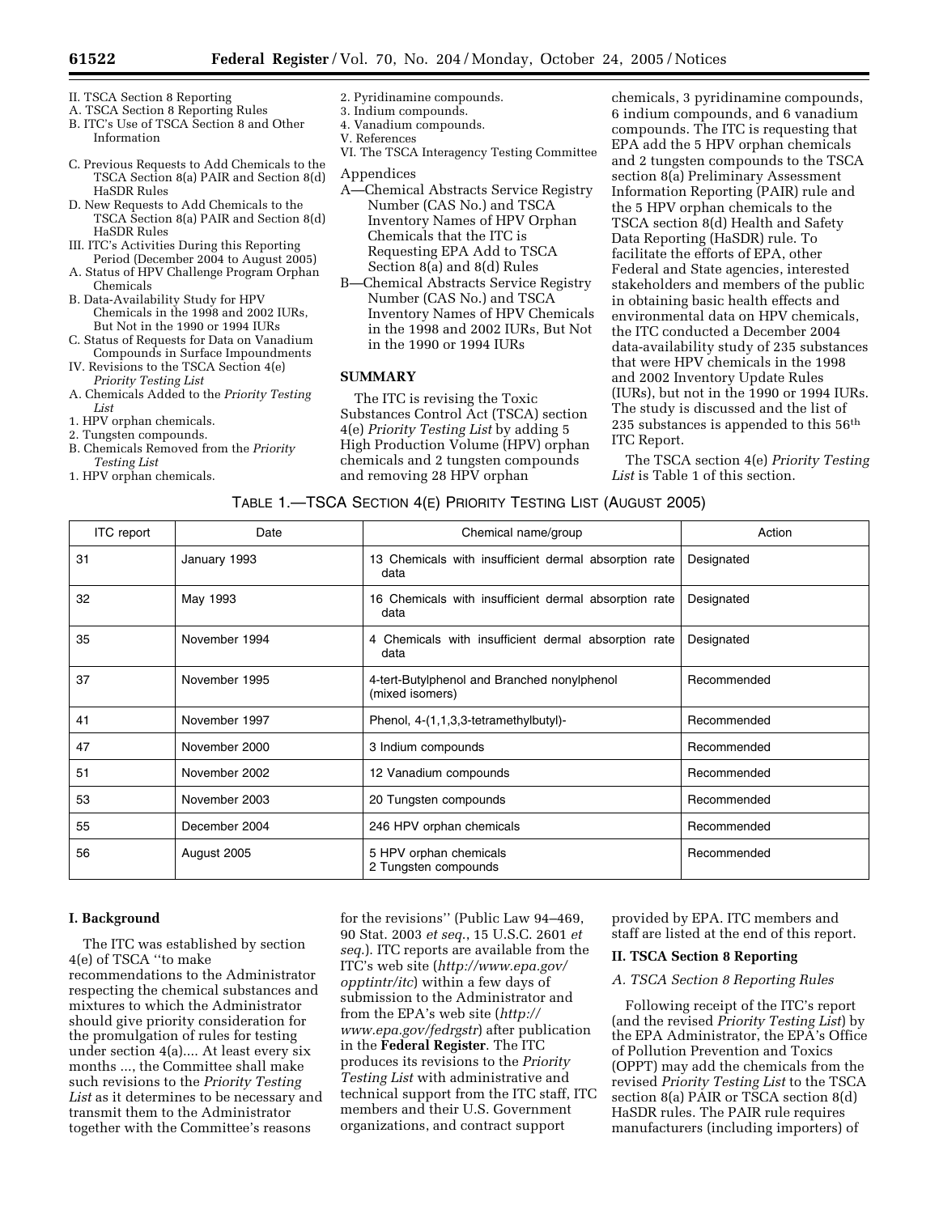II. TSCA Section 8 Reporting
A. TSCA Section 8 Reporting Rules
B. ITC's Use of TSCA Section 8 and Other Information
C. Previous Requests to Add Chemicals to the TSCA Section 8(a) PAIR and Section 8(d) HaSDR Rules
D. New Requests to Add Chemicals to the TSCA Section 8(a) PAIR and Section 8(d) HaSDR Rules
III. ITC's Activities During this Reporting Period (December 2004 to August 2005)
A. Status of HPV Challenge Program Orphan Chemicals
B. Data-Availability Study for HPV Chemicals in the 1998 and 2002 IURs, But Not in the 1990 or 1994 IURs
C. Status of Requests for Data on Vanadium Compounds in Surface Impoundments
IV. Revisions to the TSCA Section 4(e) *Priority Testing List*
A. Chemicals Added to the *Priority Testing List*
1. HPV orphan chemicals.
2. Tungsten compounds.
B. Chemicals Removed from the *Priority Testing List*
1. HPV orphan chemicals.
2. Pyridinamine compounds.
3. Indium compounds.
4. Vanadium compounds.
V. References
VI. The TSCA Interagency Testing Committee

Appendices

A—Chemical Abstracts Service Registry Number (CAS No.) and TSCA Inventory Names of HPV Orphan Chemicals that the ITC is Requesting EPA Add to TSCA Section 8(a) and 8(d) Rules

B—Chemical Abstracts Service Registry Number (CAS No.) and TSCA Inventory Names of HPV Chemicals in the 1998 and 2002 IURs, But Not in the 1990 or 1994 IURs

## SUMMARY

The ITC is revising the Toxic Substances Control Act (TSCA) section 4(e) *Priority Testing List* by adding 5 High Production Volume (HPV) orphan chemicals and 2 tungsten compounds and removing 28 HPV orphan chemicals, 3 pyridinamine compounds, 6 indium compounds, and 6 vanadium compounds. The ITC is requesting that EPA add the 5 HPV orphan chemicals and 2 tungsten compounds to the TSCA section 8(a) Preliminary Assessment Information Reporting (PAIR) rule and the 5 HPV orphan chemicals to the TSCA section 8(d) Health and Safety Data Reporting (HaSDR) rule. To facilitate the efforts of EPA, other Federal and State agencies, interested stakeholders and members of the public in obtaining basic health effects and environmental data on HPV chemicals, the ITC conducted a December 2004 data-availability study of 235 substances that were HPV chemicals in the 1998 and 2002 Inventory Update Rules (IURs), but not in the 1990 or 1994 IURs. The study is discussed and the list of 235 substances is appended to this 56th ITC Report.

The TSCA section 4(e) *Priority Testing List* is Table 1 of this section.

TABLE 1.—TSCA SECTION 4(E) PRIORITY TESTING LIST (AUGUST 2005)

| ITC report | Date | Chemical name/group | Action |
|---|---|---|---|
| 31 | January 1993 | 13 Chemicals with insufficient dermal absorption rate data | Designated |
| 32 | May 1993 | 16 Chemicals with insufficient dermal absorption rate data | Designated |
| 35 | November 1994 | 4 Chemicals with insufficient dermal absorption rate data | Designated |
| 37 | November 1995 | 4-tert-Butylphenol and Branched nonylphenol (mixed isomers) | Recommended |
| 41 | November 1997 | Phenol, 4-(1,1,3,3-tetramethylbutyl)- | Recommended |
| 47 | November 2000 | 3 Indium compounds | Recommended |
| 51 | November 2002 | 12 Vanadium compounds | Recommended |
| 53 | November 2003 | 20 Tungsten compounds | Recommended |
| 55 | December 2004 | 246 HPV orphan chemicals | Recommended |
| 56 | August 2005 | 5 HPV orphan chemicals<br>2 Tungsten compounds | Recommended |

## I. Background

The ITC was established by section 4(e) of TSCA "to make recommendations to the Administrator respecting the chemical substances and mixtures to which the Administrator should give priority consideration for the promulgation of rules for testing under section 4(a).... At least every six months ..., the Committee shall make such revisions to the *Priority Testing List* as it determines to be necessary and transmit them to the Administrator together with the Committee's reasons for the revisions" (Public Law 94–469, 90 Stat. 2003 *et seq.*, 15 U.S.C. 2601 *et seq.*). ITC reports are available from the ITC's web site (*http://www.epa.gov/opptintr/itc*) within a few days of submission to the Administrator and from the EPA's web site (*http://www.epa.gov/fedrgstr*) after publication in the **Federal Register**. The ITC produces its revisions to the *Priority Testing List* with administrative and technical support from the ITC staff, ITC members and their U.S. Government organizations, and contract support provided by EPA. ITC members and staff are listed at the end of this report.

## II. TSCA Section 8 Reporting

### *A. TSCA Section 8 Reporting Rules*

Following receipt of the ITC's report (and the revised *Priority Testing List*) by the EPA Administrator, the EPA's Office of Pollution Prevention and Toxics (OPPT) may add the chemicals from the revised *Priority Testing List* to the TSCA section 8(a) PAIR or TSCA section 8(d) HaSDR rules. The PAIR rule requires manufacturers (including importers) of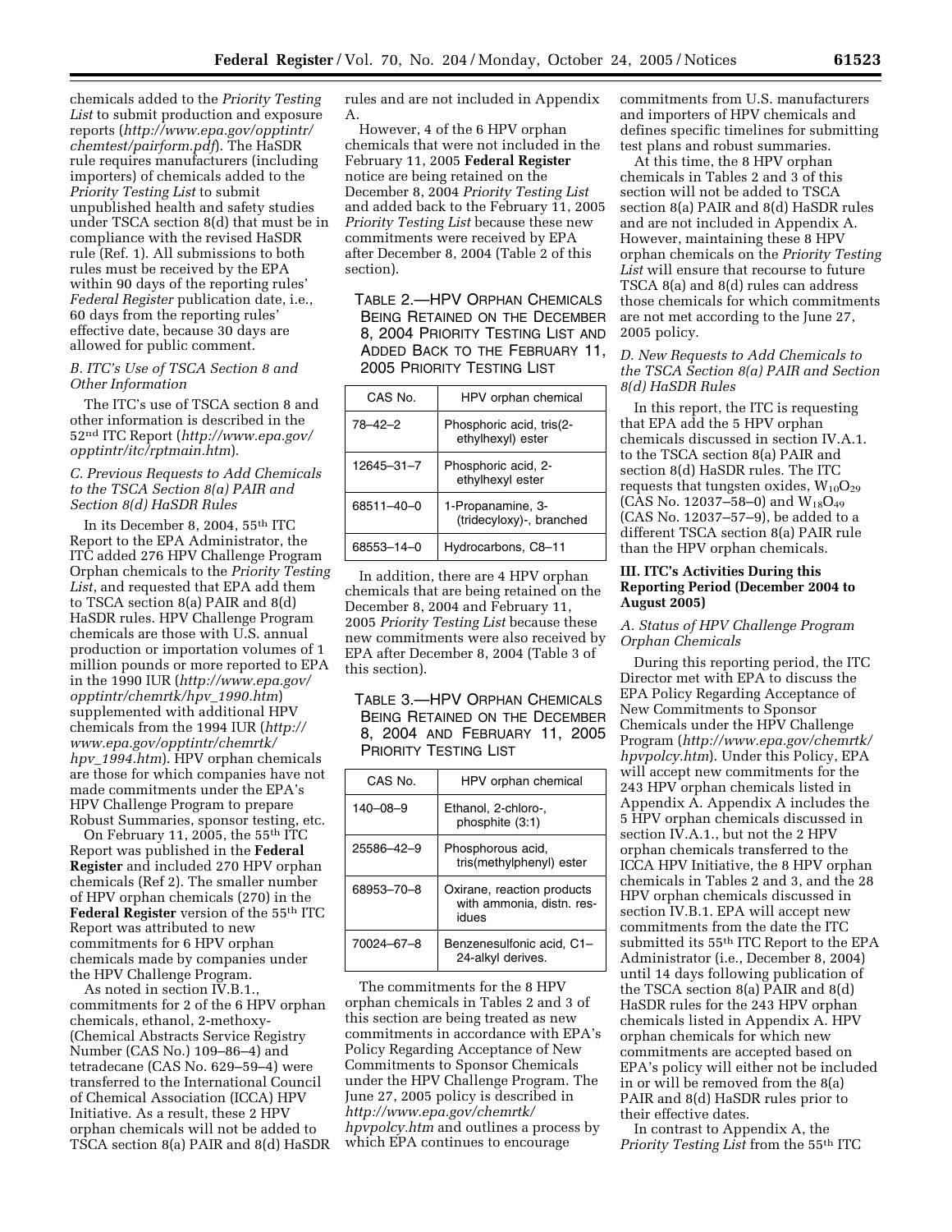chemicals added to the *Priority Testing List* to submit production and exposure reports (*http://www.epa.gov/opptintr/chemtest/pairform.pdf*). The HaSDR rule requires manufacturers (including importers) of chemicals added to the *Priority Testing List* to submit unpublished health and safety studies under TSCA section 8(d) that must be in compliance with the revised HaSDR rule (Ref. 1). All submissions to both rules must be received by the EPA within 90 days of the reporting rules' *Federal Register* publication date, i.e., 60 days from the reporting rules' effective date, because 30 days are allowed for public comment.

### *B. ITC's Use of TSCA Section 8 and Other Information*

The ITC's use of TSCA section 8 and other information is described in the 52nd ITC Report (*http://www.epa.gov/opptintr/itc/rptmain.htm*).

### *C. Previous Requests to Add Chemicals to the TSCA Section 8(a) PAIR and Section 8(d) HaSDR Rules*

In its December 8, 2004, 55th ITC Report to the EPA Administrator, the ITC added 276 HPV Challenge Program Orphan chemicals to the *Priority Testing List*, and requested that EPA add them to TSCA section 8(a) PAIR and 8(d) HaSDR rules. HPV Challenge Program chemicals are those with U.S. annual production or importation volumes of 1 million pounds or more reported to EPA in the 1990 IUR (*http://www.epa.gov/opptintr/chemrtk/hpv_1990.htm*) supplemented with additional HPV chemicals from the 1994 IUR (*http://www.epa.gov/opptintr/chemrtk/hpv_1994.htm*). HPV orphan chemicals are those for which companies have not made commitments under the EPA's HPV Challenge Program to prepare Robust Summaries, sponsor testing, etc.

On February 11, 2005, the 55th ITC Report was published in the **Federal Register** and included 270 HPV orphan chemicals (Ref 2). The smaller number of HPV orphan chemicals (270) in the **Federal Register** version of the 55th ITC Report was attributed to new commitments for 6 HPV orphan chemicals made by companies under the HPV Challenge Program.

As noted in section IV.B.1., commitments for 2 of the 6 HPV orphan chemicals, ethanol, 2-methoxy- (Chemical Abstracts Service Registry Number (CAS No.) 109–86–4) and tetradecane (CAS No. 629–59–4) were transferred to the International Council of Chemical Association (ICCA) HPV Initiative. As a result, these 2 HPV orphan chemicals will not be added to TSCA section 8(a) PAIR and 8(d) HaSDR rules and are not included in Appendix A.

However, 4 of the 6 HPV orphan chemicals that were not included in the February 11, 2005 **Federal Register** notice are being retained on the December 8, 2004 *Priority Testing List* and added back to the February 11, 2005 *Priority Testing List* because these new commitments were received by EPA after December 8, 2004 (Table 2 of this section).

TABLE 2.—HPV ORPHAN CHEMICALS BEING RETAINED ON THE DECEMBER 8, 2004 PRIORITY TESTING LIST AND ADDED BACK TO THE FEBRUARY 11, 2005 PRIORITY TESTING LIST

| CAS No. | HPV orphan chemical |
|---|---|
| 78–42–2 | Phosphoric acid, tris(2-ethylhexyl) ester |
| 12645–31–7 | Phosphoric acid, 2-ethylhexyl ester |
| 68511–40–0 | 1-Propanamine, 3-(tridecyloxy)-, branched |
| 68553–14–0 | Hydrocarbons, C8–11 |

In addition, there are 4 HPV orphan chemicals that are being retained on the December 8, 2004 and February 11, 2005 *Priority Testing List* because these new commitments were also received by EPA after December 8, 2004 (Table 3 of this section).

TABLE 3.—HPV ORPHAN CHEMICALS BEING RETAINED ON THE DECEMBER 8, 2004 AND FEBRUARY 11, 2005 PRIORITY TESTING LIST

| CAS No. | HPV orphan chemical |
|---|---|
| 140–08–9 | Ethanol, 2-chloro-, phosphite (3:1) |
| 25586–42–9 | Phosphorous acid, tris(methylphenyl) ester |
| 68953–70–8 | Oxirane, reaction products with ammonia, distn. residues |
| 70024–67–8 | Benzenesulfonic acid, C1–24-alkyl derives. |

The commitments for the 8 HPV orphan chemicals in Tables 2 and 3 of this section are being treated as new commitments in accordance with EPA's Policy Regarding Acceptance of New Commitments to Sponsor Chemicals under the HPV Challenge Program. The June 27, 2005 policy is described in *http://www.epa.gov/chemrtk/hpvpolcy.htm* and outlines a process by which EPA continues to encourage commitments from U.S. manufacturers and importers of HPV chemicals and defines specific timelines for submitting test plans and robust summaries.

At this time, the 8 HPV orphan chemicals in Tables 2 and 3 of this section will not be added to TSCA section 8(a) PAIR and 8(d) HaSDR rules and are not included in Appendix A. However, maintaining these 8 HPV orphan chemicals on the *Priority Testing List* will ensure that recourse to future TSCA 8(a) and 8(d) rules can address those chemicals for which commitments are not met according to the June 27, 2005 policy.

### *D. New Requests to Add Chemicals to the TSCA Section 8(a) PAIR and Section 8(d) HaSDR Rules*

In this report, the ITC is requesting that EPA add the 5 HPV orphan chemicals discussed in section IV.A.1. to the TSCA section 8(a) PAIR and section 8(d) HaSDR rules. The ITC requests that tungsten oxides, $W_{10}O_{29}$ (CAS No. 12037–58–0) and $W_{18}O_{49}$ (CAS No. 12037–57–9), be added to a different TSCA section 8(a) PAIR rule than the HPV orphan chemicals.

## III. ITC's Activities During this Reporting Period (December 2004 to August 2005)

### *A. Status of HPV Challenge Program Orphan Chemicals*

During this reporting period, the ITC Director met with EPA to discuss the EPA Policy Regarding Acceptance of New Commitments to Sponsor Chemicals under the HPV Challenge Program (*http://www.epa.gov/chemrtk/hpvpolcy.htm*). Under this Policy, EPA will accept new commitments for the 243 HPV orphan chemicals listed in Appendix A. Appendix A includes the 5 HPV orphan chemicals discussed in section IV.A.1., but not the 2 HPV orphan chemicals transferred to the ICCA HPV Initiative, the 8 HPV orphan chemicals in Tables 2 and 3, and the 28 HPV orphan chemicals discussed in section IV.B.1. EPA will accept new commitments from the date the ITC submitted its 55th ITC Report to the EPA Administrator (i.e., December 8, 2004) until 14 days following publication of the TSCA section 8(a) PAIR and 8(d) HaSDR rules for the 243 HPV orphan chemicals listed in Appendix A. HPV orphan chemicals for which new commitments are accepted based on EPA's policy will either not be included in or will be removed from the 8(a) PAIR and 8(d) HaSDR rules prior to their effective dates.

In contrast to Appendix A, the *Priority Testing List* from the 55th ITC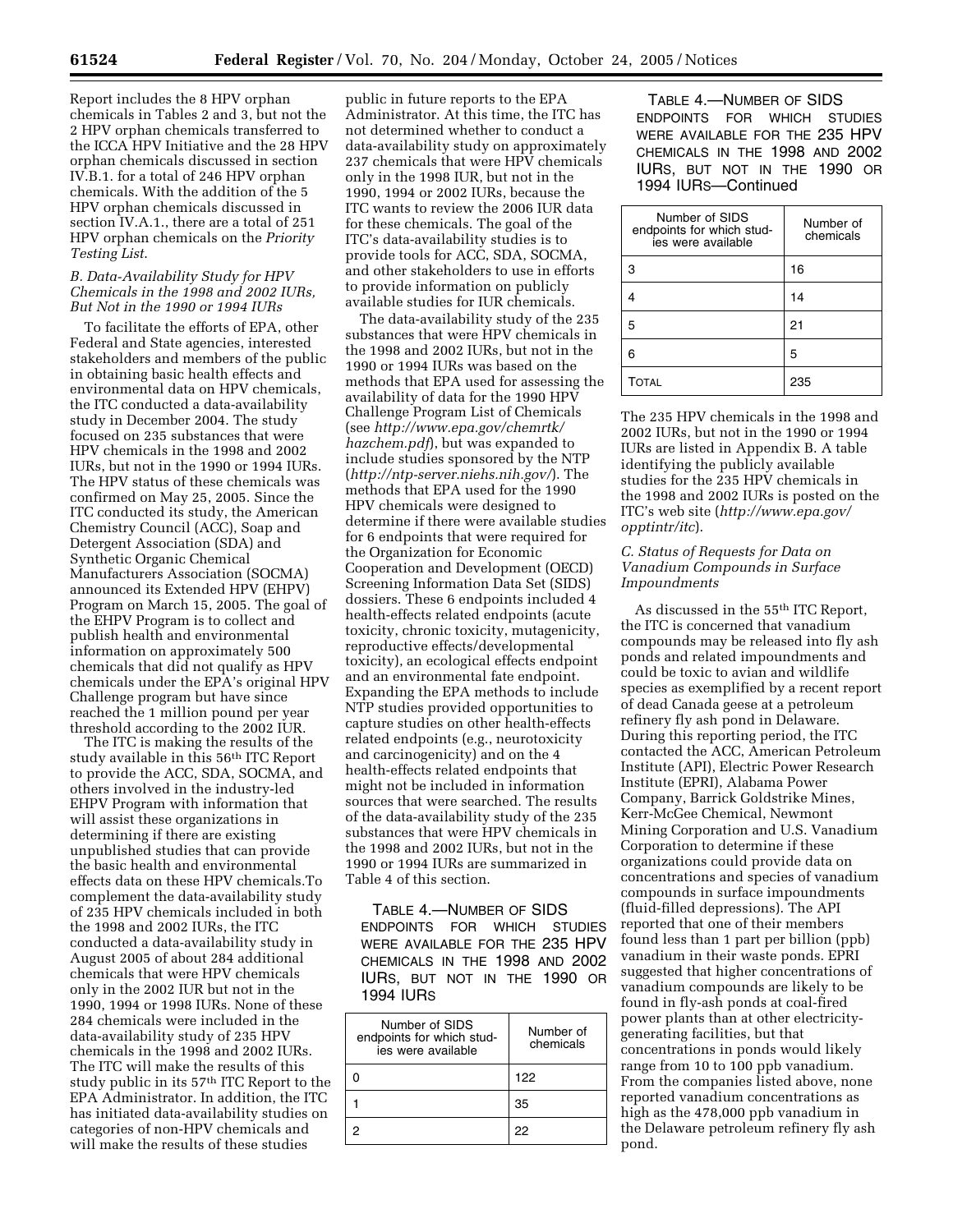Report includes the 8 HPV orphan chemicals in Tables 2 and 3, but not the 2 HPV orphan chemicals transferred to the ICCA HPV Initiative and the 28 HPV orphan chemicals discussed in section IV.B.1. for a total of 246 HPV orphan chemicals. With the addition of the 5 HPV orphan chemicals discussed in section IV.A.1., there are a total of 251 HPV orphan chemicals on the *Priority Testing List*.

### *B. Data-Availability Study for HPV Chemicals in the 1998 and 2002 IURs, But Not in the 1990 or 1994 IURs*

To facilitate the efforts of EPA, other Federal and State agencies, interested stakeholders and members of the public in obtaining basic health effects and environmental data on HPV chemicals, the ITC conducted a data-availability study in December 2004. The study focused on 235 substances that were HPV chemicals in the 1998 and 2002 IURs, but not in the 1990 or 1994 IURs. The HPV status of these chemicals was confirmed on May 25, 2005. Since the ITC conducted its study, the American Chemistry Council (ACC), Soap and Detergent Association (SDA) and Synthetic Organic Chemical Manufacturers Association (SOCMA) announced its Extended HPV (EHPV) Program on March 15, 2005. The goal of the EHPV Program is to collect and publish health and environmental information on approximately 500 chemicals that did not qualify as HPV chemicals under the EPA's original HPV Challenge program but have since reached the 1 million pound per year threshold according to the 2002 IUR.

The ITC is making the results of the study available in this 56th ITC Report to provide the ACC, SDA, SOCMA, and others involved in the industry-led EHPV Program with information that will assist these organizations in determining if there are existing unpublished studies that can provide the basic health and environmental effects data on these HPV chemicals.To complement the data-availability study of 235 HPV chemicals included in both the 1998 and 2002 IURs, the ITC conducted a data-availability study in August 2005 of about 284 additional chemicals that were HPV chemicals only in the 2002 IUR but not in the 1990, 1994 or 1998 IURs. None of these 284 chemicals were included in the data-availability study of 235 HPV chemicals in the 1998 and 2002 IURs. The ITC will make the results of this study public in its 57th ITC Report to the EPA Administrator. In addition, the ITC has initiated data-availability studies on categories of non-HPV chemicals and will make the results of these studies public in future reports to the EPA Administrator. At this time, the ITC has not determined whether to conduct a data-availability study on approximately 237 chemicals that were HPV chemicals only in the 1998 IUR, but not in the 1990, 1994 or 2002 IURs, because the ITC wants to review the 2006 IUR data for these chemicals. The goal of the ITC's data-availability studies is to provide tools for ACC, SDA, SOCMA, and other stakeholders to use in efforts to provide information on publicly available studies for IUR chemicals.

The data-availability study of the 235 substances that were HPV chemicals in the 1998 and 2002 IURs, but not in the 1990 or 1994 IURs was based on the methods that EPA used for assessing the availability of data for the 1990 HPV Challenge Program List of Chemicals (see *http://www.epa.gov/chemrtk/hazchem.pdf*), but was expanded to include studies sponsored by the NTP (*http://ntp-server.niehs.nih.gov/*). The methods that EPA used for the 1990 HPV chemicals were designed to determine if there were available studies for 6 endpoints that were required for the Organization for Economic Cooperation and Development (OECD) Screening Information Data Set (SIDS) dossiers. These 6 endpoints included 4 health-effects related endpoints (acute toxicity, chronic toxicity, mutagenicity, reproductive effects/developmental toxicity), an ecological effects endpoint and an environmental fate endpoint. Expanding the EPA methods to include NTP studies provided opportunities to capture studies on other health-effects related endpoints (e.g., neurotoxicity and carcinogenicity) and on the 4 health-effects related endpoints that might not be included in information sources that were searched. The results of the data-availability study of the 235 substances that were HPV chemicals in the 1998 and 2002 IURs, but not in the 1990 or 1994 IURs are summarized in Table 4 of this section.

TABLE 4.—NUMBER OF SIDS ENDPOINTS FOR WHICH STUDIES WERE AVAILABLE FOR THE 235 HPV CHEMICALS IN THE 1998 AND 2002 IURS, BUT NOT IN THE 1990 OR 1994 IURS

| Number of SIDS endpoints for which studies were available | Number of chemicals |
|---|---|
| 0 | 122 |
| 1 | 35 |
| 2 | 22 |
| 3 | 16 |
| 4 | 14 |
| 5 | 21 |
| 6 | 5 |
| TOTAL | 235 |

The 235 HPV chemicals in the 1998 and 2002 IURs, but not in the 1990 or 1994 IURs are listed in Appendix B. A table identifying the publicly available studies for the 235 HPV chemicals in the 1998 and 2002 IURs is posted on the ITC's web site (*http://www.epa.gov/opptintr/itc*).

### *C. Status of Requests for Data on Vanadium Compounds in Surface Impoundments*

As discussed in the 55th ITC Report, the ITC is concerned that vanadium compounds may be released into fly ash ponds and related impoundments and could be toxic to avian and wildlife species as exemplified by a recent report of dead Canada geese at a petroleum refinery fly ash pond in Delaware. During this reporting period, the ITC contacted the ACC, American Petroleum Institute (API), Electric Power Research Institute (EPRI), Alabama Power Company, Barrick Goldstrike Mines, Kerr-McGee Chemical, Newmont Mining Corporation and U.S. Vanadium Corporation to determine if these organizations could provide data on concentrations and species of vanadium compounds in surface impoundments (fluid-filled depressions). The API reported that one of their members found less than 1 part per billion (ppb) vanadium in their waste ponds. EPRI suggested that higher concentrations of vanadium compounds are likely to be found in fly-ash ponds at coal-fired power plants than at other electricity-generating facilities, but that concentrations in ponds would likely range from 10 to 100 ppb vanadium. From the companies listed above, none reported vanadium concentrations as high as the 478,000 ppb vanadium in the Delaware petroleum refinery fly ash pond.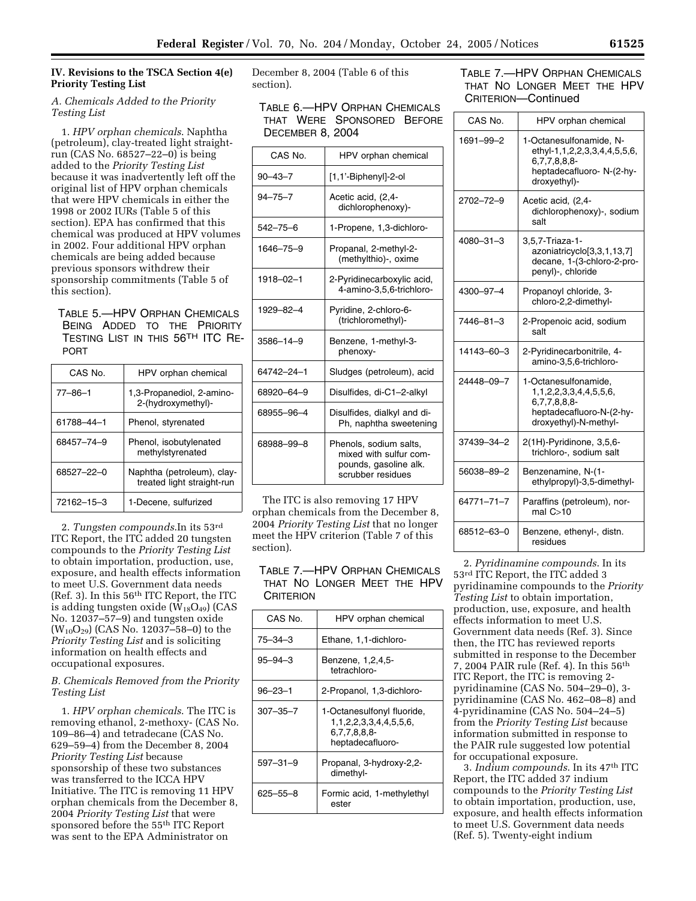## IV. Revisions to the TSCA Section 4(e) Priority Testing List

### *A. Chemicals Added to the Priority Testing List*

1. *HPV orphan chemicals.* Naphtha (petroleum), clay-treated light straight-run (CAS No. 68527–22–0) is being added to the *Priority Testing List* because it was inadvertently left off the original list of HPV orphan chemicals that were HPV chemicals in either the 1998 or 2002 IURs (Table 5 of this section). EPA has confirmed that this chemical was produced at HPV volumes in 2002. Four additional HPV orphan chemicals are being added because previous sponsors withdrew their sponsorship commitments (Table 5 of this section).

TABLE 5.—HPV ORPHAN CHEMICALS BEING ADDED TO THE PRIORITY TESTING LIST IN THIS 56TH ITC REPORT

| CAS No. | HPV orphan chemical |
|---|---|
| 77–86–1 | 1,3-Propanediol, 2-amino-2-(hydroxymethyl)- |
| 61788–44–1 | Phenol, styrenated |
| 68457–74–9 | Phenol, isobutylenated methylstyrenated |
| 68527–22–0 | Naphtha (petroleum), clay-treated light straight-run |
| 72162–15–3 | 1-Decene, sulfurized |

2. *Tungsten compounds.*In its 53rd ITC Report, the ITC added 20 tungsten compounds to the *Priority Testing List* to obtain importation, production, use, exposure, and health effects information to meet U.S. Government data needs (Ref. 3). In this 56th ITC Report, the ITC is adding tungsten oxide ($W_{18}O_{49}$) (CAS No. 12037–57–9) and tungsten oxide ($W_{10}O_{29}$) (CAS No. 12037–58–0) to the *Priority Testing List* and is soliciting information on health effects and occupational exposures.

### *B. Chemicals Removed from the Priority Testing List*

1. *HPV orphan chemicals.* The ITC is removing ethanol, 2-methoxy- (CAS No. 109–86–4) and tetradecane (CAS No. 629–59–4) from the December 8, 2004 *Priority Testing List* because sponsorship of these two substances was transferred to the ICCA HPV Initiative. The ITC is removing 11 HPV orphan chemicals from the December 8, 2004 *Priority Testing List* that were sponsored before the 55th ITC Report was sent to the EPA Administrator on December 8, 2004 (Table 6 of this section).

TABLE 6.—HPV ORPHAN CHEMICALS THAT WERE SPONSORED BEFORE DECEMBER 8, 2004

| CAS No. | HPV orphan chemical |
|---|---|
| 90–43–7 | [1,1'-Biphenyl]-2-ol |
| 94–75–7 | Acetic acid, (2,4-dichlorophenoxy)- |
| 542–75–6 | 1-Propene, 1,3-dichloro- |
| 1646–75–9 | Propanal, 2-methyl-2-(methylthio)-, oxime |
| 1918–02–1 | 2-Pyridinecarboxylic acid, 4-amino-3,5,6-trichloro- |
| 1929–82–4 | Pyridine, 2-chloro-6-(trichloromethyl)- |
| 3586–14–9 | Benzene, 1-methyl-3-phenoxy- |
| 64742–24–1 | Sludges (petroleum), acid |
| 68920–64–9 | Disulfides, di-C1–2-alkyl |
| 68955–96–4 | Disulfides, dialkyl and di-Ph, naphtha sweetening |
| 68988–99–8 | Phenols, sodium salts, mixed with sulfur compounds, gasoline alk. scrubber residues |

The ITC is also removing 17 HPV orphan chemicals from the December 8, 2004 *Priority Testing List* that no longer meet the HPV criterion (Table 7 of this section).

TABLE 7.—HPV ORPHAN CHEMICALS THAT NO LONGER MEET THE HPV CRITERION

| CAS No. | HPV orphan chemical |
|---|---|
| 75–34–3 | Ethane, 1,1-dichloro- |
| 95–94–3 | Benzene, 1,2,4,5-tetrachloro- |
| 96–23–1 | 2-Propanol, 1,3-dichloro- |
| 307–35–7 | 1-Octanesulfonyl fluoride, 1,1,2,2,3,3,4,4,5,5,6,6,7,7,8,8,8-heptadecafluoro- |
| 597–31–9 | Propanal, 3-hydroxy-2,2-dimethyl- |
| 625–55–8 | Formic acid, 1-methylethyl ester |
| 1691–99–2 | 1-Octanesulfonamide, N-ethyl-1,1,2,2,3,3,4,4,5,5,6,6,7,7,8,8,8-heptadecafluoro- N-(2-hydroxyethyl)- |
| 2702–72–9 | Acetic acid, (2,4-dichlorophenoxy)-, sodium salt |
| 4080–31–3 | 3,5,7-Triaza-1-azoniatricyclo[3,3,1,13,7]decane, 1-(3-chloro-2-propenyl)-, chloride |
| 4300–97–4 | Propanoyl chloride, 3-chloro-2,2-dimethyl- |
| 7446–81–3 | 2-Propenoic acid, sodium salt |
| 14143–60–3 | 2-Pyridinecarbonitrile, 4-amino-3,5,6-trichloro- |
| 24448–09–7 | 1-Octanesulfonamide, 1,1,2,2,3,3,4,4,5,5,6,6,7,7,8,8,8-heptadecafluoro-N-(2-hydroxyethyl)-N-methyl- |
| 37439–34–2 | 2(1H)-Pyridinone, 3,5,6-trichloro-, sodium salt |
| 56038–89–2 | Benzenamine, N-(1-ethylpropyl)-3,5-dimethyl- |
| 64771–71–7 | Paraffins (petroleum), normal C>10 |
| 68512–63–0 | Benzene, ethenyl-, distn. residues |

2. *Pyridinamine compounds.* In its 53rd ITC Report, the ITC added 3 pyridinamine compounds to the *Priority Testing List* to obtain importation, production, use, exposure, and health effects information to meet U.S. Government data needs (Ref. 3). Since then, the ITC has reviewed reports submitted in response to the December 7, 2004 PAIR rule (Ref. 4). In this 56th ITC Report, the ITC is removing 2-pyridinamine (CAS No. 504–29–0), 3-pyridinamine (CAS No. 462–08–8) and 4-pyridinamine (CAS No. 504–24–5) from the *Priority Testing List* because information submitted in response to the PAIR rule suggested low potential for occupational exposure.

3. *Indium compounds.* In its 47th ITC Report, the ITC added 37 indium compounds to the *Priority Testing List* to obtain importation, production, use, exposure, and health effects information to meet U.S. Government data needs (Ref. 5). Twenty-eight indium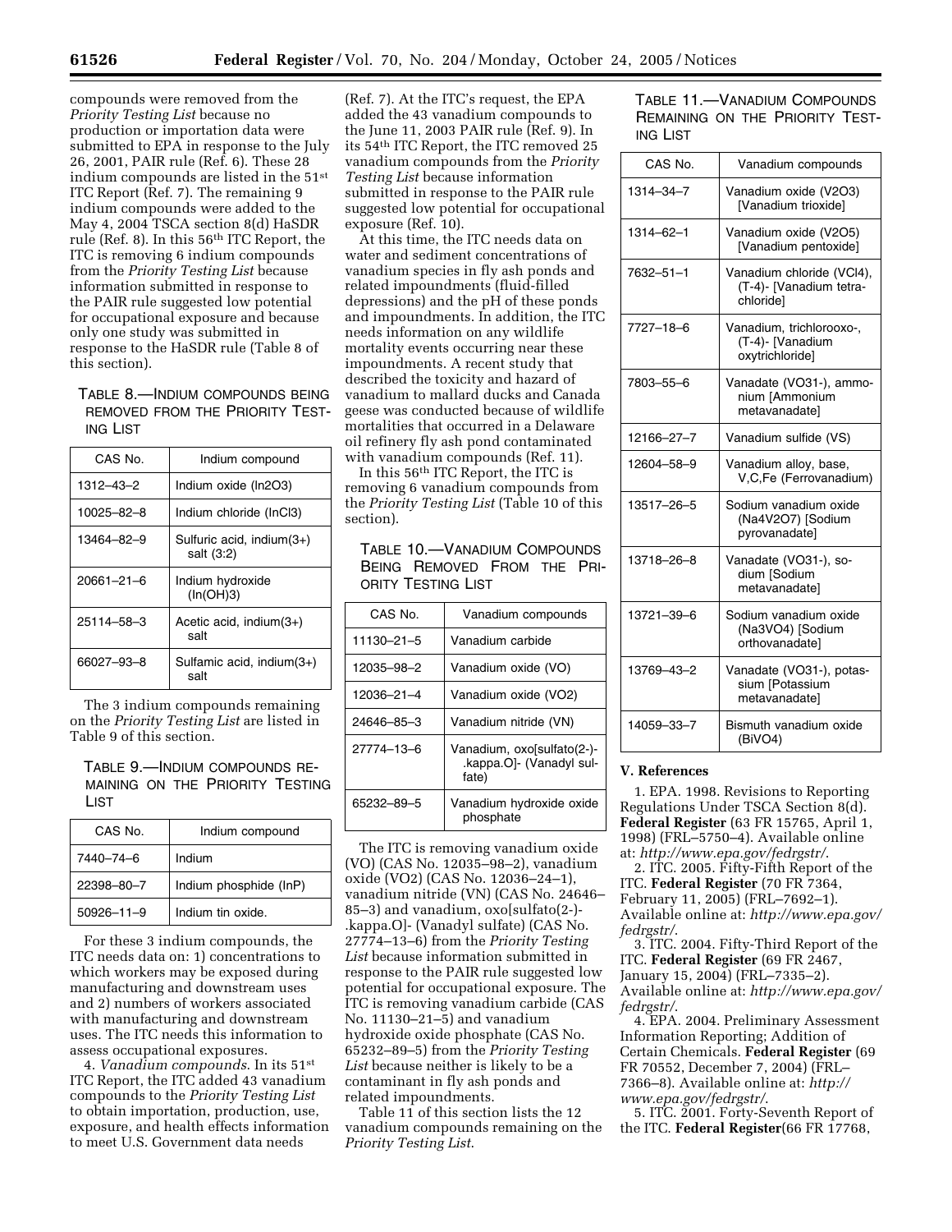compounds were removed from the *Priority Testing List* because no production or importation data were submitted to EPA in response to the July 26, 2001, PAIR rule (Ref. 6). These 28 indium compounds are listed in the 51st ITC Report (Ref. 7). The remaining 9 indium compounds were added to the May 4, 2004 TSCA section 8(d) HaSDR rule (Ref. 8). In this 56th ITC Report, the ITC is removing 6 indium compounds from the *Priority Testing List* because information submitted in response to the PAIR rule suggested low potential for occupational exposure and because only one study was submitted in response to the HaSDR rule (Table 8 of this section).

TABLE 8.—INDIUM COMPOUNDS BEING REMOVED FROM THE PRIORITY TESTING LIST

| CAS No. | Indium compound |
|---|---|
| 1312–43–2 | Indium oxide ($In_2O_3$) |
| 10025–82–8 | Indium chloride ($InCl_3$) |
| 13464–82–9 | Sulfuric acid, indium(3+) salt (3:2) |
| 20661–21–6 | Indium hydroxide ($In(OH)_3$) |
| 25114–58–3 | Acetic acid, indium(3+) salt |
| 66027–93–8 | Sulfamic acid, indium(3+) salt |

The 3 indium compounds remaining on the *Priority Testing List* are listed in Table 9 of this section.

TABLE 9.—INDIUM COMPOUNDS REMAINING ON THE PRIORITY TESTING LIST

| CAS No. | Indium compound |
|---|---|
| 7440–74–6 | Indium |
| 22398–80–7 | Indium phosphide (InP) |
| 50926–11–9 | Indium tin oxide. |

For these 3 indium compounds, the ITC needs data on: 1) concentrations to which workers may be exposed during manufacturing and downstream uses and 2) numbers of workers associated with manufacturing and downstream uses. The ITC needs this information to assess occupational exposures.

4. *Vanadium compounds*. In its 51st ITC Report, the ITC added 43 vanadium compounds to the *Priority Testing List* to obtain importation, production, use, exposure, and health effects information to meet U.S. Government data needs (Ref. 7). At the ITC's request, the EPA added the 43 vanadium compounds to the June 11, 2003 PAIR rule (Ref. 9). In its 54th ITC Report, the ITC removed 25 vanadium compounds from the *Priority Testing List* because information submitted in response to the PAIR rule suggested low potential for occupational exposure (Ref. 10).

At this time, the ITC needs data on water and sediment concentrations of vanadium species in fly ash ponds and related impoundments (fluid-filled depressions) and the pH of these ponds and impoundments. In addition, the ITC needs information on any wildlife mortality events occurring near these impoundments. A recent study that described the toxicity and hazard of vanadium to mallard ducks and Canada geese was conducted because of wildlife mortalities that occurred in a Delaware oil refinery fly ash pond contaminated with vanadium compounds (Ref. 11).

In this 56th ITC Report, the ITC is removing 6 vanadium compounds from the *Priority Testing List* (Table 10 of this section).

TABLE 10.—VANADIUM COMPOUNDS BEING REMOVED FROM THE PRIORITY TESTING LIST

| CAS No. | Vanadium compounds |
|---|---|
| 11130–21–5 | Vanadium carbide |
| 12035–98–2 | Vanadium oxide (VO) |
| 12036–21–4 | Vanadium oxide ($VO_2$) |
| 24646–85–3 | Vanadium nitride (VN) |
| 27774–13–6 | Vanadium, oxo[sulfato(2-)-.kappa.O]- (Vanadyl sulfate) |
| 65232–89–5 | Vanadium hydroxide oxide phosphate |

The ITC is removing vanadium oxide (VO) (CAS No. 12035–98–2), vanadium oxide (VO2) (CAS No. 12036–24–1), vanadium nitride (VN) (CAS No. 24646–85–3) and vanadium, oxo[sulfato(2-)-.kappa.O]- (Vanadyl sulfate) (CAS No. 27774–13–6) from the *Priority Testing List* because information submitted in response to the PAIR rule suggested low potential for occupational exposure. The ITC is removing vanadium carbide (CAS No. 11130–21–5) and vanadium hydroxide oxide phosphate (CAS No. 65232–89–5) from the *Priority Testing List* because neither is likely to be a contaminant in fly ash ponds and related impoundments.

Table 11 of this section lists the 12 vanadium compounds remaining on the *Priority Testing List*.

TABLE 11.—VANADIUM COMPOUNDS REMAINING ON THE PRIORITY TESTING LIST

| CAS No. | Vanadium compounds |
|---|---|
| 1314–34–7 | Vanadium oxide ($V_2O_3$) [Vanadium trioxide] |
| 1314–62–1 | Vanadium oxide ($V_2O_5$) [Vanadium pentoxide] |
| 7632–51–1 | Vanadium chloride ($VCl_4$), (T-4)- [Vanadium tetrachloride] |
| 7727–18–6 | Vanadium, trichlorooxo-, (T-4)- [Vanadium oxytrichloride] |
| 7803–55–6 | Vanadate ($VO_3^{1-}$), ammonium [Ammonium metavanadate] |
| 12166–27–7 | Vanadium sulfide (VS) |
| 12604–58–9 | Vanadium alloy, base, V,C,Fe (Ferrovanadium) |
| 13517–26–5 | Sodium vanadium oxide ($Na_4V_2O_7$) [Sodium pyrovanadate] |
| 13718–26–8 | Vanadate ($VO_3^{1-}$), sodium [Sodium metavanadate] |
| 13721–39–6 | Sodium vanadium oxide ($Na_3VO_4$) [Sodium orthovanadate] |
| 13769–43–2 | Vanadate ($VO_3^{1-}$), potassium [Potassium metavanadate] |
| 14059–33–7 | Bismuth vanadium oxide ($BiVO_4$) |

## V. References

1. EPA. 1998. Revisions to Reporting Regulations Under TSCA Section 8(d). **Federal Register** (63 FR 15765, April 1, 1998) (FRL–5750–4). Available online at: *http://www.epa.gov/fedrgstr/*.

2. ITC. 2005. Fifty-Fifth Report of the ITC. **Federal Register** (70 FR 7364, February 11, 2005) (FRL–7692–1). Available online at: *http://www.epa.gov/fedrgstr/*.

3. ITC. 2004. Fifty-Third Report of the ITC. **Federal Register** (69 FR 2467, January 15, 2004) (FRL–7335–2). Available online at: *http://www.epa.gov/fedrgstr/*.

4. EPA. 2004. Preliminary Assessment Information Reporting; Addition of Certain Chemicals. **Federal Register** (69 FR 70552, December 7, 2004) (FRL–7366–8). Available online at: *http://www.epa.gov/fedrgstr/*.

5. ITC. 2001. Forty-Seventh Report of the ITC. **Federal Register**(66 FR 17768,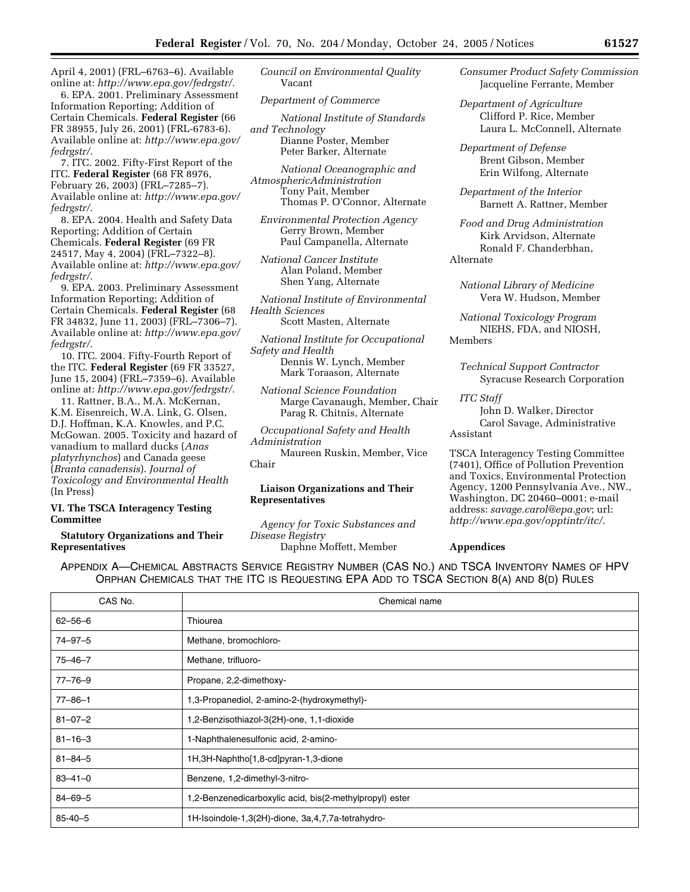April 4, 2001) (FRL–6763–6). Available online at: *http://www.epa.gov/fedrgstr/*.

6. EPA. 2001. Preliminary Assessment Information Reporting; Addition of Certain Chemicals. **Federal Register** (66 FR 38955, July 26, 2001) (FRL-6783-6). Available online at: *http://www.epa.gov/fedrgstr/*.

7. ITC. 2002. Fifty-First Report of the ITC. **Federal Register** (68 FR 8976, February 26, 2003) (FRL–7285–7). Available online at: *http://www.epa.gov/fedrgstr/*.

8. EPA. 2004. Health and Safety Data Reporting; Addition of Certain Chemicals. **Federal Register** (69 FR 24517, May 4, 2004) (FRL–7322–8). Available online at: *http://www.epa.gov/fedrgstr/*.

9. EPA. 2003. Preliminary Assessment Information Reporting; Addition of Certain Chemicals. **Federal Register** (68 FR 34832, June 11, 2003) (FRL–7306–7). Available online at: *http://www.epa.gov/fedrgstr/*.

10. ITC. 2004. Fifty-Fourth Report of the ITC. **Federal Register** (69 FR 33527, June 15, 2004) (FRL–7359–6). Available online at: *http://www.epa.gov/fedrgstr/*.

11. Rattner, B.A., M.A. McKernan, K.M. Eisenreich, W.A. Link, G. Olsen, D.J. Hoffman, K.A. Knowles, and P.C. McGowan. 2005. Toxicity and hazard of vanadium to mallard ducks (*Anas platyrhynchos*) and Canada geese (*Branta canadensis*). *Journal of Toxicology and Environmental Health* (In Press)

## VI. The TSCA Interagency Testing Committee

### Statutory Organizations and Their Representatives

*Council on Environmental Quality*
Vacant

*Department of Commerce*

*National Institute of Standards and Technology*
Dianne Poster, Member
Peter Barker, Alternate

*National Oceanographic and AtmosphericAdministration*
Tony Pait, Member
Thomas P. O'Connor, Alternate

*Environmental Protection Agency*
Gerry Brown, Member
Paul Campanella, Alternate

*National Cancer Institute*
Alan Poland, Member
Shen Yang, Alternate

*National Institute of Environmental Health Sciences*
Scott Masten, Alternate

*National Institute for Occupational Safety and Health*
Dennis W. Lynch, Member
Mark Toraason, Alternate

*National Science Foundation*
Marge Cavanaugh, Member, Chair
Parag R. Chitnis, Alternate

*Occupational Safety and Health Administration*
Maureen Ruskin, Member, Vice Chair

### Liaison Organizations and Their Representatives

*Agency for Toxic Substances and Disease Registry*
Daphne Moffett, Member

*Consumer Product Safety Commission*
Jacqueline Ferrante, Member

*Department of Agriculture*
Clifford P. Rice, Member
Laura L. McConnell, Alternate

*Department of Defense*
Brent Gibson, Member
Erin Wilfong, Alternate

*Department of the Interior*
Barnett A. Rattner, Member

*Food and Drug Administration*
Kirk Arvidson, Alternate
Ronald F. Chanderbhan, Alternate

*National Library of Medicine*
Vera W. Hudson, Member

*National Toxicology Program*
NIEHS, FDA, and NIOSH, Members

*Technical Support Contractor*
Syracuse Research Corporation

*ITC Staff*
John D. Walker, Director
Carol Savage, Administrative Assistant

TSCA Interagency Testing Committee (7401), Office of Pollution Prevention and Toxics, Environmental Protection Agency, 1200 Pennsylvania Ave., NW., Washington, DC 20460–0001; e-mail address: *savage.carol@epa.gov*; url: *http://www.epa.gov/opptintr/itc/*.

### Appendices

APPENDIX A—CHEMICAL ABSTRACTS SERVICE REGISTRY NUMBER (CAS NO.) AND TSCA INVENTORY NAMES OF HPV ORPHAN CHEMICALS THAT THE ITC IS REQUESTING EPA ADD TO TSCA SECTION 8(A) AND 8(D) RULES

| CAS No. | Chemical name |
|---|---|
| 62–56–6 | Thiourea |
| 74–97–5 | Methane, bromochloro- |
| 75–46–7 | Methane, trifluoro- |
| 77–76–9 | Propane, 2,2-dimethoxy- |
| 77–86–1 | 1,3-Propanediol, 2-amino-2-(hydroxymethyl)- |
| 81–07–2 | 1,2-Benzisothiazol-3(2H)-one, 1,1-dioxide |
| 81–16–3 | 1-Naphthalenesulfonic acid, 2-amino- |
| 81–84–5 | 1H,3H-Naphtho[1,8-cd]pyran-1,3-dione |
| 83–41–0 | Benzene, 1,2-dimethyl-3-nitro- |
| 84–69–5 | 1,2-Benzenedicarboxylic acid, bis(2-methylpropyl) ester |
| 85-40–5 | 1H-Isoindole-1,3(2H)-dione, 3a,4,7,7a-tetrahydro- |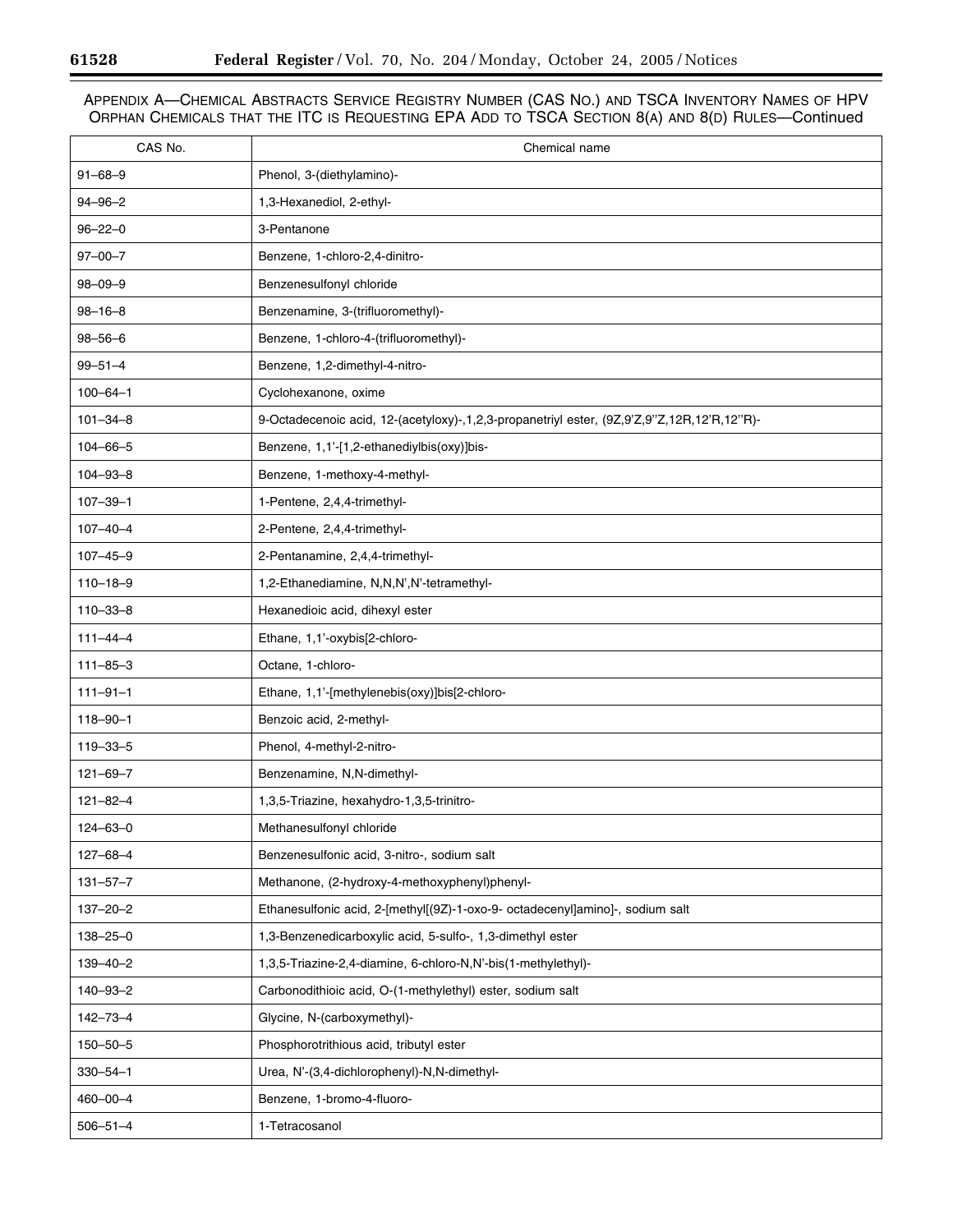APPENDIX A—CHEMICAL ABSTRACTS SERVICE REGISTRY NUMBER (CAS NO.) AND TSCA INVENTORY NAMES OF HPV ORPHAN CHEMICALS THAT THE ITC IS REQUESTING EPA ADD TO TSCA SECTION 8(A) AND 8(D) RULES—Continued

| CAS No. | Chemical name |
|---|---|
| 91–68–9 | Phenol, 3-(diethylamino)- |
| 94–96–2 | 1,3-Hexanediol, 2-ethyl- |
| 96–22–0 | 3-Pentanone |
| 97–00–7 | Benzene, 1-chloro-2,4-dinitro- |
| 98–09–9 | Benzenesulfonyl chloride |
| 98–16–8 | Benzenamine, 3-(trifluoromethyl)- |
| 98–56–6 | Benzene, 1-chloro-4-(trifluoromethyl)- |
| 99–51–4 | Benzene, 1,2-dimethyl-4-nitro- |
| 100–64–1 | Cyclohexanone, oxime |
| 101–34–8 | 9-Octadecenoic acid, 12-(acetyloxy)-,1,2,3-propanetriyl ester, (9Z,9'Z,9''Z,12R,12'R,12''R)- |
| 104–66–5 | Benzene, 1,1'-[1,2-ethanediylbis(oxy)]bis- |
| 104–93–8 | Benzene, 1-methoxy-4-methyl- |
| 107–39–1 | 1-Pentene, 2,4,4-trimethyl- |
| 107–40–4 | 2-Pentene, 2,4,4-trimethyl- |
| 107–45–9 | 2-Pentanamine, 2,4,4-trimethyl- |
| 110–18–9 | 1,2-Ethanediamine, N,N,N',N'-tetramethyl- |
| 110–33–8 | Hexanedioic acid, dihexyl ester |
| 111–44–4 | Ethane, 1,1'-oxybis[2-chloro- |
| 111–85–3 | Octane, 1-chloro- |
| 111–91–1 | Ethane, 1,1'-[methylenebis(oxy)]bis[2-chloro- |
| 118–90–1 | Benzoic acid, 2-methyl- |
| 119–33–5 | Phenol, 4-methyl-2-nitro- |
| 121–69–7 | Benzenamine, N,N-dimethyl- |
| 121–82–4 | 1,3,5-Triazine, hexahydro-1,3,5-trinitro- |
| 124–63–0 | Methanesulfonyl chloride |
| 127–68–4 | Benzenesulfonic acid, 3-nitro-, sodium salt |
| 131–57–7 | Methanone, (2-hydroxy-4-methoxyphenyl)phenyl- |
| 137–20–2 | Ethanesulfonic acid, 2-[methyl[(9Z)-1-oxo-9- octadecenyl]amino]-, sodium salt |
| 138–25–0 | 1,3-Benzenedicarboxylic acid, 5-sulfo-, 1,3-dimethyl ester |
| 139–40–2 | 1,3,5-Triazine-2,4-diamine, 6-chloro-N,N'-bis(1-methylethyl)- |
| 140–93–2 | Carbonodithioic acid, O-(1-methylethyl) ester, sodium salt |
| 142–73–4 | Glycine, N-(carboxymethyl)- |
| 150–50–5 | Phosphorotrithious acid, tributyl ester |
| 330–54–1 | Urea, N'-(3,4-dichlorophenyl)-N,N-dimethyl- |
| 460–00–4 | Benzene, 1-bromo-4-fluoro- |
| 506–51–4 | 1-Tetracosanol |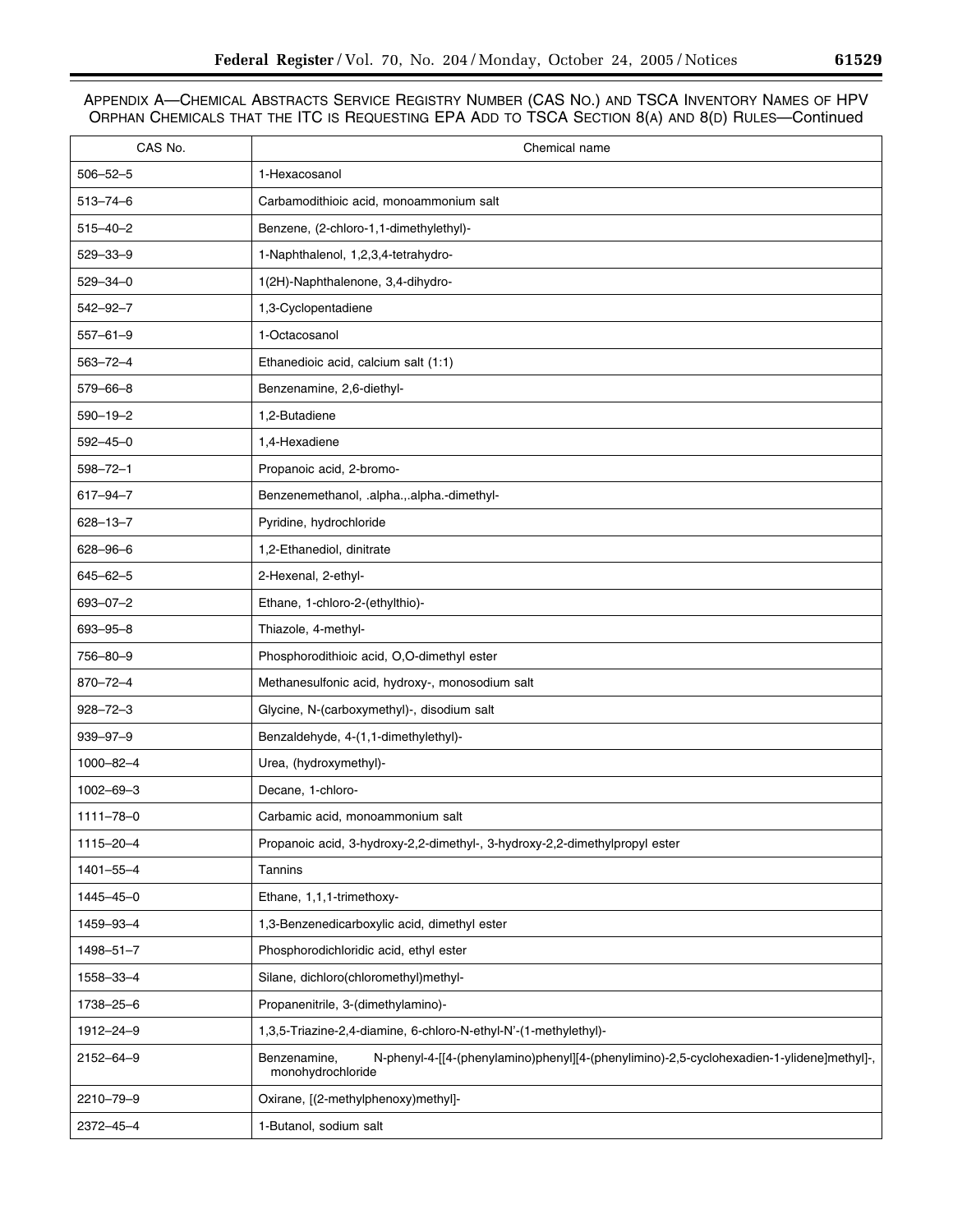APPENDIX A—CHEMICAL ABSTRACTS SERVICE REGISTRY NUMBER (CAS NO.) AND TSCA INVENTORY NAMES OF HPV ORPHAN CHEMICALS THAT THE ITC IS REQUESTING EPA ADD TO TSCA SECTION 8(A) AND 8(D) RULES—Continued

| CAS No. | Chemical name |
|---|---|
| 506–52–5 | 1-Hexacosanol |
| 513–74–6 | Carbamodithioic acid, monoammonium salt |
| 515–40–2 | Benzene, (2-chloro-1,1-dimethylethyl)- |
| 529–33–9 | 1-Naphthalenol, 1,2,3,4-tetrahydro- |
| 529–34–0 | 1(2H)-Naphthalenone, 3,4-dihydro- |
| 542–92–7 | 1,3-Cyclopentadiene |
| 557–61–9 | 1-Octacosanol |
| 563–72–4 | Ethanedioic acid, calcium salt (1:1) |
| 579–66–8 | Benzenamine, 2,6-diethyl- |
| 590–19–2 | 1,2-Butadiene |
| 592–45–0 | 1,4-Hexadiene |
| 598–72–1 | Propanoic acid, 2-bromo- |
| 617–94–7 | Benzenemethanol, .alpha.,.alpha.-dimethyl- |
| 628–13–7 | Pyridine, hydrochloride |
| 628–96–6 | 1,2-Ethanediol, dinitrate |
| 645–62–5 | 2-Hexenal, 2-ethyl- |
| 693–07–2 | Ethane, 1-chloro-2-(ethylthio)- |
| 693–95–8 | Thiazole, 4-methyl- |
| 756–80–9 | Phosphorodithioic acid, O,O-dimethyl ester |
| 870–72–4 | Methanesulfonic acid, hydroxy-, monosodium salt |
| 928–72–3 | Glycine, N-(carboxymethyl)-, disodium salt |
| 939–97–9 | Benzaldehyde, 4-(1,1-dimethylethyl)- |
| 1000–82–4 | Urea, (hydroxymethyl)- |
| 1002–69–3 | Decane, 1-chloro- |
| 1111–78–0 | Carbamic acid, monoammonium salt |
| 1115–20–4 | Propanoic acid, 3-hydroxy-2,2-dimethyl-, 3-hydroxy-2,2-dimethylpropyl ester |
| 1401–55–4 | Tannins |
| 1445–45–0 | Ethane, 1,1,1-trimethoxy- |
| 1459–93–4 | 1,3-Benzenedicarboxylic acid, dimethyl ester |
| 1498–51–7 | Phosphorodichloridic acid, ethyl ester |
| 1558–33–4 | Silane, dichloro(chloromethyl)methyl- |
| 1738–25–6 | Propanenitrile, 3-(dimethylamino)- |
| 1912–24–9 | 1,3,5-Triazine-2,4-diamine, 6-chloro-N-ethyl-N'-(1-methylethyl)- |
| 2152–64–9 | Benzenamine, N-phenyl-4-[[4-(phenylamino)phenyl][4-(phenylimino)-2,5-cyclohexadien-1-ylidene]methyl]-, monohydrochloride |
| 2210–79–9 | Oxirane, [(2-methylphenoxy)methyl]- |
| 2372–45–4 | 1-Butanol, sodium salt |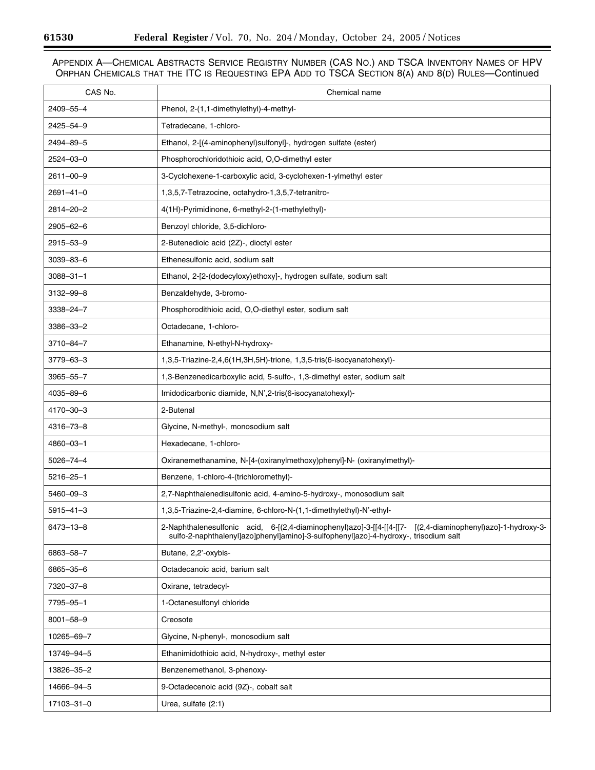APPENDIX A—CHEMICAL ABSTRACTS SERVICE REGISTRY NUMBER (CAS NO.) AND TSCA INVENTORY NAMES OF HPV ORPHAN CHEMICALS THAT THE ITC IS REQUESTING EPA ADD TO TSCA SECTION 8(A) AND 8(D) RULES—Continued

| CAS No. | Chemical name |
| --- | --- |
| 2409–55–4 | Phenol, 2-(1,1-dimethylethyl)-4-methyl- |
| 2425–54–9 | Tetradecane, 1-chloro- |
| 2494–89–5 | Ethanol, 2-[(4-aminophenyl)sulfonyl]-, hydrogen sulfate (ester) |
| 2524–03–0 | Phosphorochloridothioic acid, O,O-dimethyl ester |
| 2611–00–9 | 3-Cyclohexene-1-carboxylic acid, 3-cyclohexen-1-ylmethyl ester |
| 2691–41–0 | 1,3,5,7-Tetrazocine, octahydro-1,3,5,7-tetranitro- |
| 2814–20–2 | 4(1H)-Pyrimidinone, 6-methyl-2-(1-methylethyl)- |
| 2905–62–6 | Benzoyl chloride, 3,5-dichloro- |
| 2915–53–9 | 2-Butenedioic acid (2Z)-, dioctyl ester |
| 3039–83–6 | Ethenesulfonic acid, sodium salt |
| 3088–31–1 | Ethanol, 2-[2-(dodecyloxy)ethoxy]-, hydrogen sulfate, sodium salt |
| 3132–99–8 | Benzaldehyde, 3-bromo- |
| 3338–24–7 | Phosphorodithioic acid, O,O-diethyl ester, sodium salt |
| 3386–33–2 | Octadecane, 1-chloro- |
| 3710–84–7 | Ethanamine, N-ethyl-N-hydroxy- |
| 3779–63–3 | 1,3,5-Triazine-2,4,6(1H,3H,5H)-trione, 1,3,5-tris(6-isocyanatohexyl)- |
| 3965–55–7 | 1,3-Benzenedicarboxylic acid, 5-sulfo-, 1,3-dimethyl ester, sodium salt |
| 4035–89–6 | Imidodicarbonic diamide, N,N',2-tris(6-isocyanatohexyl)- |
| 4170–30–3 | 2-Butenal |
| 4316–73–8 | Glycine, N-methyl-, monosodium salt |
| 4860–03–1 | Hexadecane, 1-chloro- |
| 5026–74–4 | Oxiranemethanamine, N-[4-(oxiranylmethoxy)phenyl]-N- (oxiranylmethyl)- |
| 5216–25–1 | Benzene, 1-chloro-4-(trichloromethyl)- |
| 5460–09–3 | 2,7-Naphthalenedisulfonic acid, 4-amino-5-hydroxy-, monosodium salt |
| 5915–41–3 | 1,3,5-Triazine-2,4-diamine, 6-chloro-N-(1,1-dimethylethyl)-N'-ethyl- |
| 6473–13–8 | 2-Naphthalenesulfonic acid, 6-[(2,4-diaminophenyl)azo]-3-[[4-[[4-[[7- [(2,4-diaminophenyl)azo]-1-hydroxy-3-sulfo-2-naphthalenyl]azo]phenyl]amino]-3-sulfophenyl]azo]-4-hydroxy-, trisodium salt |
| 6863–58–7 | Butane, 2,2'-oxybis- |
| 6865–35–6 | Octadecanoic acid, barium salt |
| 7320–37–8 | Oxirane, tetradecyl- |
| 7795–95–1 | 1-Octanesulfonyl chloride |
| 8001–58–9 | Creosote |
| 10265–69–7 | Glycine, N-phenyl-, monosodium salt |
| 13749–94–5 | Ethanimidothioic acid, N-hydroxy-, methyl ester |
| 13826–35–2 | Benzenemethanol, 3-phenoxy- |
| 14666–94–5 | 9-Octadecenoic acid (9Z)-, cobalt salt |
| 17103–31–0 | Urea, sulfate (2:1) |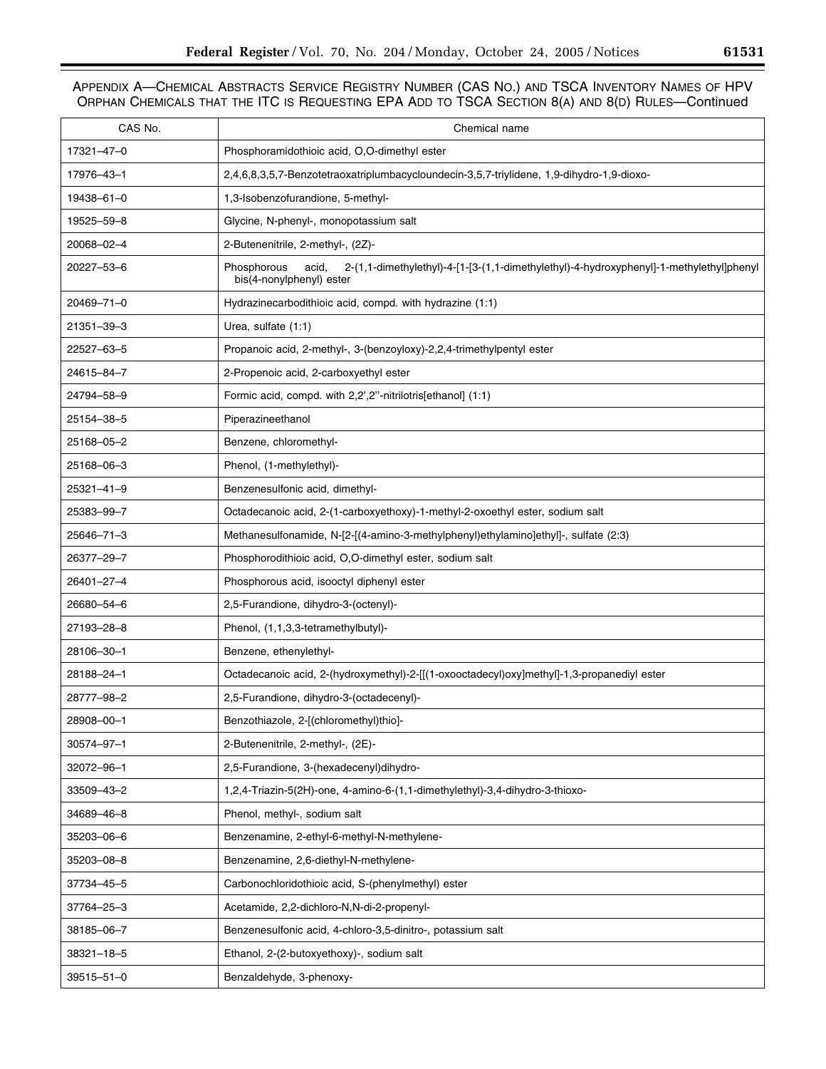APPENDIX A—CHEMICAL ABSTRACTS SERVICE REGISTRY NUMBER (CAS NO.) AND TSCA INVENTORY NAMES OF HPV ORPHAN CHEMICALS THAT THE ITC IS REQUESTING EPA ADD TO TSCA SECTION 8(A) AND 8(D) RULES—Continued

| CAS No. | Chemical name |
|---|---|
| 17321–47–0 | Phosphoramidothioic acid, O,O-dimethyl ester |
| 17976–43–1 | 2,4,6,8,3,5,7-Benzotetraoxatriplumbacycloundecin-3,5,7-triylidene, 1,9-dihydro-1,9-dioxo- |
| 19438–61–0 | 1,3-Isobenzofurandione, 5-methyl- |
| 19525–59–8 | Glycine, N-phenyl-, monopotassium salt |
| 20068–02–4 | 2-Butenenitrile, 2-methyl-, (2Z)- |
| 20227–53–6 | Phosphorous acid, 2-(1,1-dimethylethyl)-4-[1-[3-(1,1-dimethylethyl)-4-hydroxyphenyl]-1-methylethyl]phenyl bis(4-nonylphenyl) ester |
| 20469–71–0 | Hydrazinecarbodithioic acid, compd. with hydrazine (1:1) |
| 21351–39–3 | Urea, sulfate (1:1) |
| 22527–63–5 | Propanoic acid, 2-methyl-, 3-(benzoyloxy)-2,2,4-trimethylpentyl ester |
| 24615–84–7 | 2-Propenoic acid, 2-carboxyethyl ester |
| 24794–58–9 | Formic acid, compd. with 2,2',2''-nitrilotris[ethanol] (1:1) |
| 25154–38–5 | Piperazineethanol |
| 25168–05–2 | Benzene, chloromethyl- |
| 25168–06–3 | Phenol, (1-methylethyl)- |
| 25321–41–9 | Benzenesulfonic acid, dimethyl- |
| 25383–99–7 | Octadecanoic acid, 2-(1-carboxyethoxy)-1-methyl-2-oxoethyl ester, sodium salt |
| 25646–71–3 | Methanesulfonamide, N-[2-[(4-amino-3-methylphenyl)ethylamino]ethyl]-, sulfate (2:3) |
| 26377–29–7 | Phosphorodithioic acid, O,O-dimethyl ester, sodium salt |
| 26401–27–4 | Phosphorous acid, isooctyl diphenyl ester |
| 26680–54–6 | 2,5-Furandione, dihydro-3-(octenyl)- |
| 27193–28–8 | Phenol, (1,1,3,3-tetramethylbutyl)- |
| 28106–30–1 | Benzene, ethenylethyl- |
| 28188–24–1 | Octadecanoic acid, 2-(hydroxymethyl)-2-[[(1-oxooctadecyl)oxy]methyl]-1,3-propanediyl ester |
| 28777–98–2 | 2,5-Furandione, dihydro-3-(octadecenyl)- |
| 28908–00–1 | Benzothiazole, 2-[(chloromethyl)thio]- |
| 30574–97–1 | 2-Butenenitrile, 2-methyl-, (2E)- |
| 32072–96–1 | 2,5-Furandione, 3-(hexadecenyl)dihydro- |
| 33509–43–2 | 1,2,4-Triazin-5(2H)-one, 4-amino-6-(1,1-dimethylethyl)-3,4-dihydro-3-thioxo- |
| 34689–46–8 | Phenol, methyl-, sodium salt |
| 35203–06–6 | Benzenamine, 2-ethyl-6-methyl-N-methylene- |
| 35203–08–8 | Benzenamine, 2,6-diethyl-N-methylene- |
| 37734–45–5 | Carbonochloridothioic acid, S-(phenylmethyl) ester |
| 37764–25–3 | Acetamide, 2,2-dichloro-N,N-di-2-propenyl- |
| 38185–06–7 | Benzenesulfonic acid, 4-chloro-3,5-dinitro-, potassium salt |
| 38321–18–5 | Ethanol, 2-(2-butoxyethoxy)-, sodium salt |
| 39515–51–0 | Benzaldehyde, 3-phenoxy- |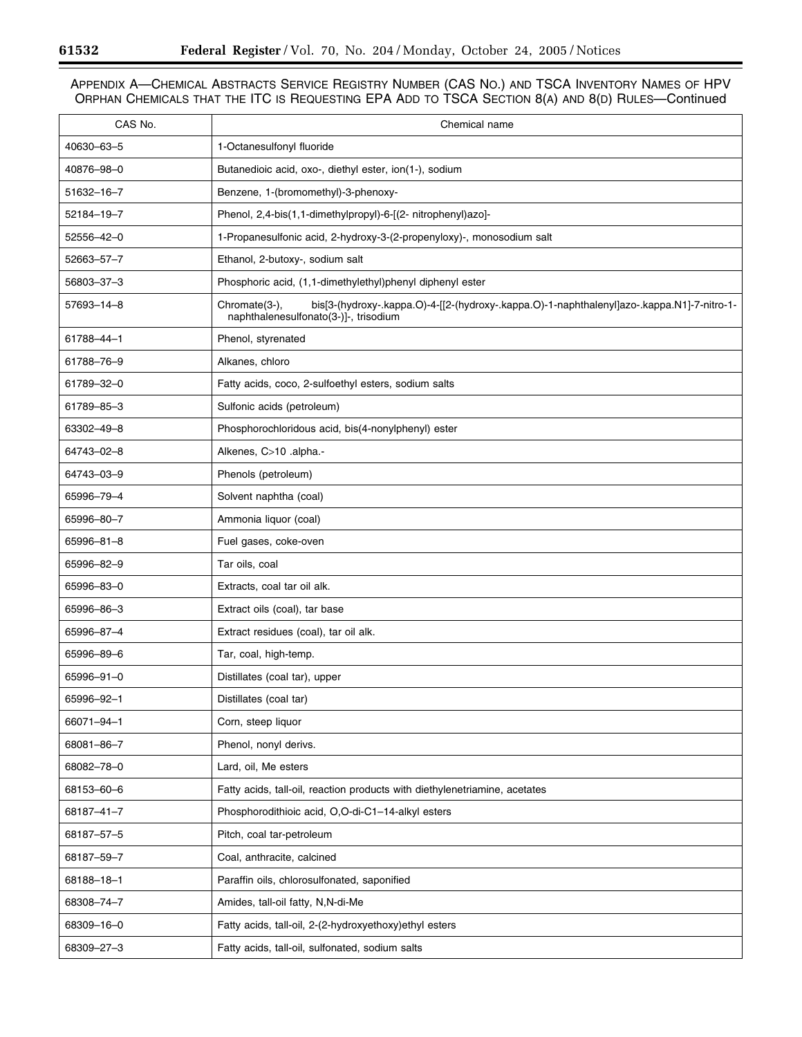APPENDIX A—CHEMICAL ABSTRACTS SERVICE REGISTRY NUMBER (CAS NO.) AND TSCA INVENTORY NAMES OF HPV ORPHAN CHEMICALS THAT THE ITC IS REQUESTING EPA ADD TO TSCA SECTION 8(A) AND 8(D) RULES—Continued

| CAS No. | Chemical name |
|---|---|
| 40630–63–5 | 1-Octanesulfonyl fluoride |
| 40876–98–0 | Butanedioic acid, oxo-, diethyl ester, ion(1-), sodium |
| 51632–16–7 | Benzene, 1-(bromomethyl)-3-phenoxy- |
| 52184–19–7 | Phenol, 2,4-bis(1,1-dimethylpropyl)-6-[(2- nitrophenyl)azo]- |
| 52556–42–0 | 1-Propanesulfonic acid, 2-hydroxy-3-(2-propenyloxy)-, monosodium salt |
| 52663–57–7 | Ethanol, 2-butoxy-, sodium salt |
| 56803–37–3 | Phosphoric acid, (1,1-dimethylethyl)phenyl diphenyl ester |
| 57693–14–8 | Chromate(3-), bis[3-(hydroxy-.kappa.O)-4-[[2-(hydroxy-.kappa.O)-1-naphthalenyl]azo-.kappa.N1]-7-nitro-1-naphthalenesulfonato(3-)]-, trisodium |
| 61788–44–1 | Phenol, styrenated |
| 61788–76–9 | Alkanes, chloro |
| 61789–32–0 | Fatty acids, coco, 2-sulfoethyl esters, sodium salts |
| 61789–85–3 | Sulfonic acids (petroleum) |
| 63302–49–8 | Phosphorochloridous acid, bis(4-nonylphenyl) ester |
| 64743–02–8 | Alkenes, C>10 .alpha.- |
| 64743–03–9 | Phenols (petroleum) |
| 65996–79–4 | Solvent naphtha (coal) |
| 65996–80–7 | Ammonia liquor (coal) |
| 65996–81–8 | Fuel gases, coke-oven |
| 65996–82–9 | Tar oils, coal |
| 65996–83–0 | Extracts, coal tar oil alk. |
| 65996–86–3 | Extract oils (coal), tar base |
| 65996–87–4 | Extract residues (coal), tar oil alk. |
| 65996–89–6 | Tar, coal, high-temp. |
| 65996–91–0 | Distillates (coal tar), upper |
| 65996–92–1 | Distillates (coal tar) |
| 66071–94–1 | Corn, steep liquor |
| 68081–86–7 | Phenol, nonyl derivs. |
| 68082–78–0 | Lard, oil, Me esters |
| 68153–60–6 | Fatty acids, tall-oil, reaction products with diethylenetriamine, acetates |
| 68187–41–7 | Phosphorodithioic acid, O,O-di-C1–14-alkyl esters |
| 68187–57–5 | Pitch, coal tar-petroleum |
| 68187–59–7 | Coal, anthracite, calcined |
| 68188–18–1 | Paraffin oils, chlorosulfonated, saponified |
| 68308–74–7 | Amides, tall-oil fatty, N,N-di-Me |
| 68309–16–0 | Fatty acids, tall-oil, 2-(2-hydroxyethoxy)ethyl esters |
| 68309–27–3 | Fatty acids, tall-oil, sulfonated, sodium salts |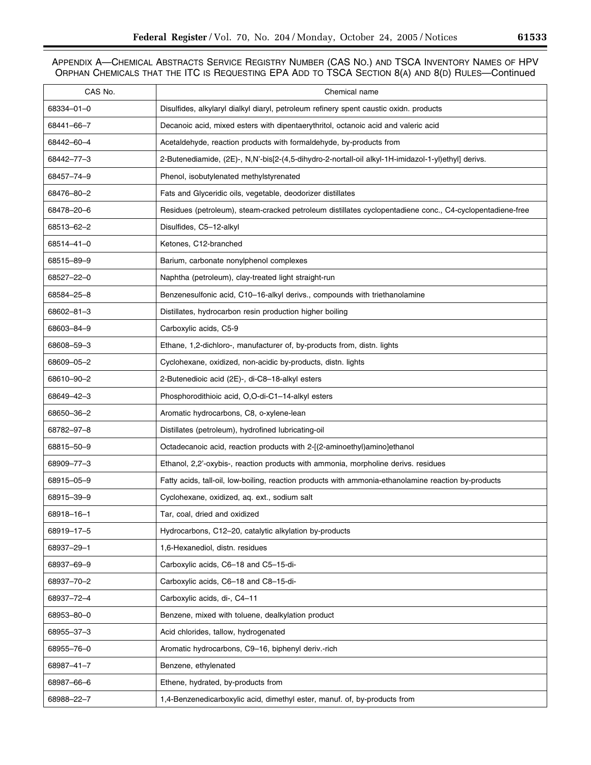APPENDIX A—CHEMICAL ABSTRACTS SERVICE REGISTRY NUMBER (CAS NO.) AND TSCA INVENTORY NAMES OF HPV ORPHAN CHEMICALS THAT THE ITC IS REQUESTING EPA ADD TO TSCA SECTION 8(A) AND 8(D) RULES—Continued

| CAS No. | Chemical name |
| --- | --- |
| 68334–01–0 | Disulfides, alkylaryl dialkyl diaryl, petroleum refinery spent caustic oxidn. products |
| 68441–66–7 | Decanoic acid, mixed esters with dipentaerythritol, octanoic acid and valeric acid |
| 68442–60–4 | Acetaldehyde, reaction products with formaldehyde, by-products from |
| 68442–77–3 | 2-Butenediamide, (2E)-, N,N'-bis[2-(4,5-dihydro-2-nortall-oil alkyl-1H-imidazol-1-yl)ethyl] derivs. |
| 68457–74–9 | Phenol, isobutylenated methylstyrenated |
| 68476–80–2 | Fats and Glyceridic oils, vegetable, deodorizer distillates |
| 68478–20–6 | Residues (petroleum), steam-cracked petroleum distillates cyclopentadiene conc., C4-cyclopentadiene-free |
| 68513–62–2 | Disulfides, C5–12-alkyl |
| 68514–41–0 | Ketones, C12-branched |
| 68515–89–9 | Barium, carbonate nonylphenol complexes |
| 68527–22–0 | Naphtha (petroleum), clay-treated light straight-run |
| 68584–25–8 | Benzenesulfonic acid, C10–16-alkyl derivs., compounds with triethanolamine |
| 68602–81–3 | Distillates, hydrocarbon resin production higher boiling |
| 68603–84–9 | Carboxylic acids, C5-9 |
| 68608–59–3 | Ethane, 1,2-dichloro-, manufacturer of, by-products from, distn. lights |
| 68609–05–2 | Cyclohexane, oxidized, non-acidic by-products, distn. lights |
| 68610–90–2 | 2-Butenedioic acid (2E)-, di-C8–18-alkyl esters |
| 68649–42–3 | Phosphorodithioic acid, O,O-di-C1–14-alkyl esters |
| 68650–36–2 | Aromatic hydrocarbons, C8, o-xylene-lean |
| 68782–97–8 | Distillates (petroleum), hydrofined lubricating-oil |
| 68815–50–9 | Octadecanoic acid, reaction products with 2-[(2-aminoethyl)amino]ethanol |
| 68909–77–3 | Ethanol, 2,2'-oxybis-, reaction products with ammonia, morpholine derivs. residues |
| 68915–05–9 | Fatty acids, tall-oil, low-boiling, reaction products with ammonia-ethanolamine reaction by-products |
| 68915–39–9 | Cyclohexane, oxidized, aq. ext., sodium salt |
| 68918–16–1 | Tar, coal, dried and oxidized |
| 68919–17–5 | Hydrocarbons, C12–20, catalytic alkylation by-products |
| 68937–29–1 | 1,6-Hexanediol, distn. residues |
| 68937–69–9 | Carboxylic acids, C6–18 and C5–15-di- |
| 68937–70–2 | Carboxylic acids, C6–18 and C8–15-di- |
| 68937–72–4 | Carboxylic acids, di-, C4–11 |
| 68953–80–0 | Benzene, mixed with toluene, dealkylation product |
| 68955–37–3 | Acid chlorides, tallow, hydrogenated |
| 68955–76–0 | Aromatic hydrocarbons, C9–16, biphenyl deriv.-rich |
| 68987–41–7 | Benzene, ethylenated |
| 68987–66–6 | Ethene, hydrated, by-products from |
| 68988–22–7 | 1,4-Benzenedicarboxylic acid, dimethyl ester, manuf. of, by-products from |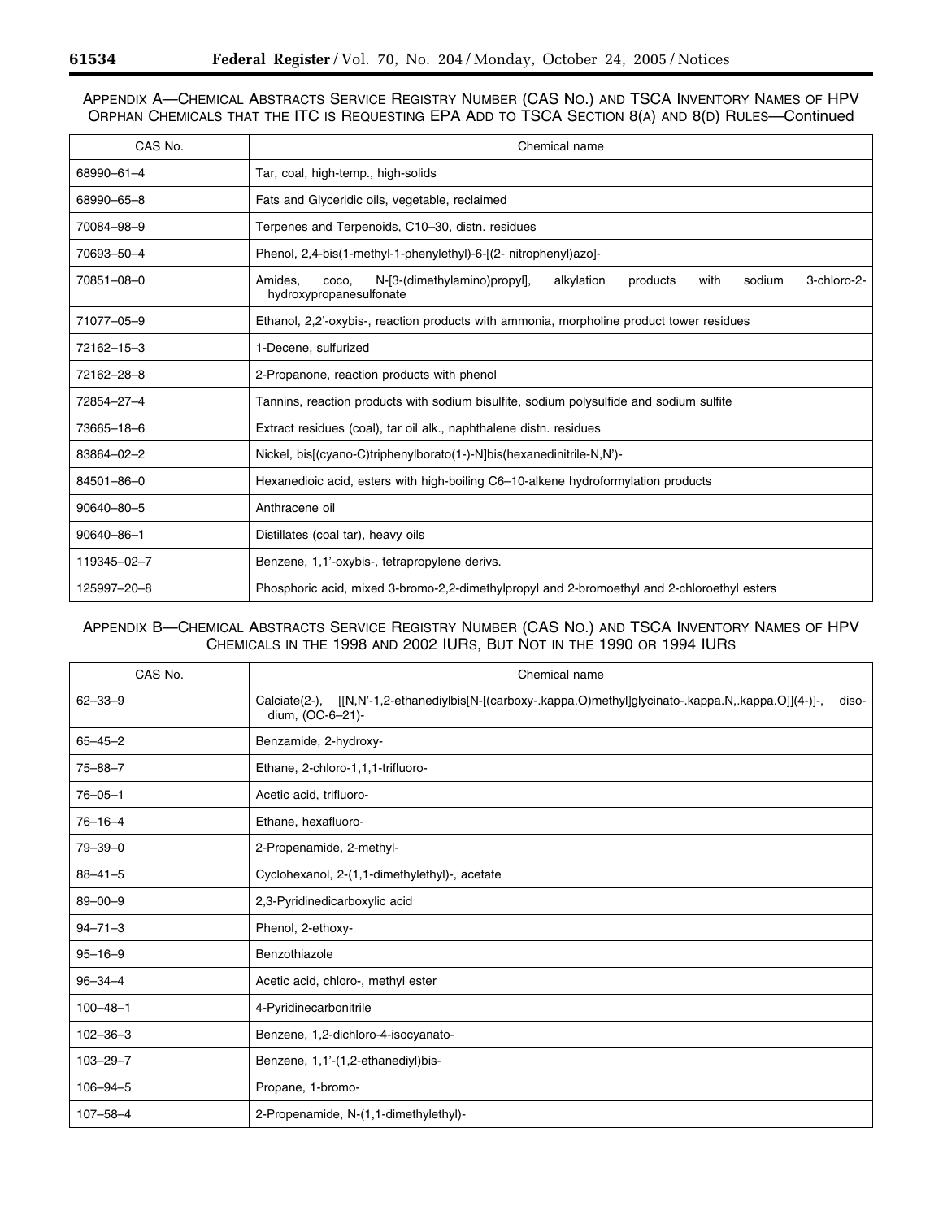## APPENDIX A—CHEMICAL ABSTRACTS SERVICE REGISTRY NUMBER (CAS NO.) AND TSCA INVENTORY NAMES OF HPV ORPHAN CHEMICALS THAT THE ITC IS REQUESTING EPA ADD TO TSCA SECTION 8(A) AND 8(D) RULES—Continued

| CAS No. | Chemical name |
| --- | --- |
| 68990–61–4 | Tar, coal, high-temp., high-solids |
| 68990–65–8 | Fats and Glyceridic oils, vegetable, reclaimed |
| 70084–98–9 | Terpenes and Terpenoids, C10–30, distn. residues |
| 70693–50–4 | Phenol, 2,4-bis(1-methyl-1-phenylethyl)-6-[(2- nitrophenyl)azo]- |
| 70851–08–0 | Amides, coco, N-[3-(dimethylamino)propyl], alkylation products with sodium 3-chloro-2-hydroxypropanesulfonate |
| 71077–05–9 | Ethanol, 2,2'-oxybis-, reaction products with ammonia, morpholine product tower residues |
| 72162–15–3 | 1-Decene, sulfurized |
| 72162–28–8 | 2-Propanone, reaction products with phenol |
| 72854–27–4 | Tannins, reaction products with sodium bisulfite, sodium polysulfide and sodium sulfite |
| 73665–18–6 | Extract residues (coal), tar oil alk., naphthalene distn. residues |
| 83864–02–2 | Nickel, bis[(cyano-C)triphenylborato(1-)-N]bis(hexanedinitrile-N,N')- |
| 84501–86–0 | Hexanedioic acid, esters with high-boiling C6–10-alkene hydroformylation products |
| 90640–80–5 | Anthracene oil |
| 90640–86–1 | Distillates (coal tar), heavy oils |
| 119345–02–7 | Benzene, 1,1'-oxybis-, tetrapropylene derivs. |
| 125997–20–8 | Phosphoric acid, mixed 3-bromo-2,2-dimethylpropyl and 2-bromoethyl and 2-chloroethyl esters |

## APPENDIX B—CHEMICAL ABSTRACTS SERVICE REGISTRY NUMBER (CAS NO.) AND TSCA INVENTORY NAMES OF HPV CHEMICALS IN THE 1998 AND 2002 IURS, BUT NOT IN THE 1990 OR 1994 IURS

| CAS No. | Chemical name |
| --- | --- |
| 62–33–9 | Calciate(2-), [[N,N'-1,2-ethanediylbis[N-[(carboxy-.kappa.O)methyl]glycinato-.kappa.N,.kappa.O]](4-)]-, disodium, (OC-6–21)- |
| 65–45–2 | Benzamide, 2-hydroxy- |
| 75–88–7 | Ethane, 2-chloro-1,1,1-trifluoro- |
| 76–05–1 | Acetic acid, trifluoro- |
| 76–16–4 | Ethane, hexafluoro- |
| 79–39–0 | 2-Propenamide, 2-methyl- |
| 88–41–5 | Cyclohexanol, 2-(1,1-dimethylethyl)-, acetate |
| 89–00–9 | 2,3-Pyridinedicarboxylic acid |
| 94–71–3 | Phenol, 2-ethoxy- |
| 95–16–9 | Benzothiazole |
| 96–34–4 | Acetic acid, chloro-, methyl ester |
| 100–48–1 | 4-Pyridinecarbonitrile |
| 102–36–3 | Benzene, 1,2-dichloro-4-isocyanato- |
| 103–29–7 | Benzene, 1,1'-(1,2-ethanediyl)bis- |
| 106–94–5 | Propane, 1-bromo- |
| 107–58–4 | 2-Propenamide, N-(1,1-dimethylethyl)- |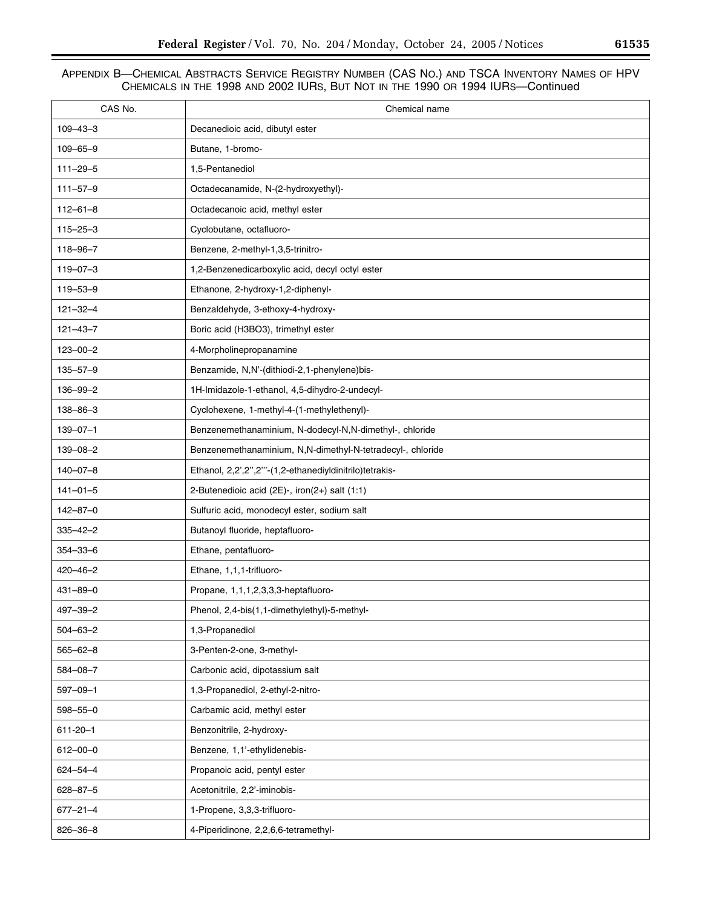APPENDIX B—CHEMICAL ABSTRACTS SERVICE REGISTRY NUMBER (CAS NO.) AND TSCA INVENTORY NAMES OF HPV CHEMICALS IN THE 1998 AND 2002 IURS, BUT NOT IN THE 1990 OR 1994 IURS—Continued

| CAS No. | Chemical name |
|---|---|
| 109–43–3 | Decanedioic acid, dibutyl ester |
| 109–65–9 | Butane, 1-bromo- |
| 111–29–5 | 1,5-Pentanediol |
| 111–57–9 | Octadecanamide, N-(2-hydroxyethyl)- |
| 112–61–8 | Octadecanoic acid, methyl ester |
| 115–25–3 | Cyclobutane, octafluoro- |
| 118–96–7 | Benzene, 2-methyl-1,3,5-trinitro- |
| 119–07–3 | 1,2-Benzenedicarboxylic acid, decyl octyl ester |
| 119–53–9 | Ethanone, 2-hydroxy-1,2-diphenyl- |
| 121–32–4 | Benzaldehyde, 3-ethoxy-4-hydroxy- |
| 121–43–7 | Boric acid (H3BO3), trimethyl ester |
| 123–00–2 | 4-Morpholinepropanamine |
| 135–57–9 | Benzamide, N,N'-(dithiodi-2,1-phenylene)bis- |
| 136–99–2 | 1H-Imidazole-1-ethanol, 4,5-dihydro-2-undecyl- |
| 138–86–3 | Cyclohexene, 1-methyl-4-(1-methylethenyl)- |
| 139–07–1 | Benzenemethanaminium, N-dodecyl-N,N-dimethyl-, chloride |
| 139–08–2 | Benzenemethanaminium, N,N-dimethyl-N-tetradecyl-, chloride |
| 140–07–8 | Ethanol, 2,2',2'',2'''-(1,2-ethanediyldinitrilo)tetrakis- |
| 141–01–5 | 2-Butenedioic acid (2E)-, iron(2+) salt (1:1) |
| 142–87–0 | Sulfuric acid, monodecyl ester, sodium salt |
| 335–42–2 | Butanoyl fluoride, heptafluoro- |
| 354–33–6 | Ethane, pentafluoro- |
| 420–46–2 | Ethane, 1,1,1-trifluoro- |
| 431–89–0 | Propane, 1,1,1,2,3,3,3-heptafluoro- |
| 497–39–2 | Phenol, 2,4-bis(1,1-dimethylethyl)-5-methyl- |
| 504–63–2 | 1,3-Propanediol |
| 565–62–8 | 3-Penten-2-one, 3-methyl- |
| 584–08–7 | Carbonic acid, dipotassium salt |
| 597–09–1 | 1,3-Propanediol, 2-ethyl-2-nitro- |
| 598–55–0 | Carbamic acid, methyl ester |
| 611-20–1 | Benzonitrile, 2-hydroxy- |
| 612–00–0 | Benzene, 1,1'-ethylidenebis- |
| 624–54–4 | Propanoic acid, pentyl ester |
| 628–87–5 | Acetonitrile, 2,2'-iminobis- |
| 677–21–4 | 1-Propene, 3,3,3-trifluoro- |
| 826–36–8 | 4-Piperidinone, 2,2,6,6-tetramethyl- |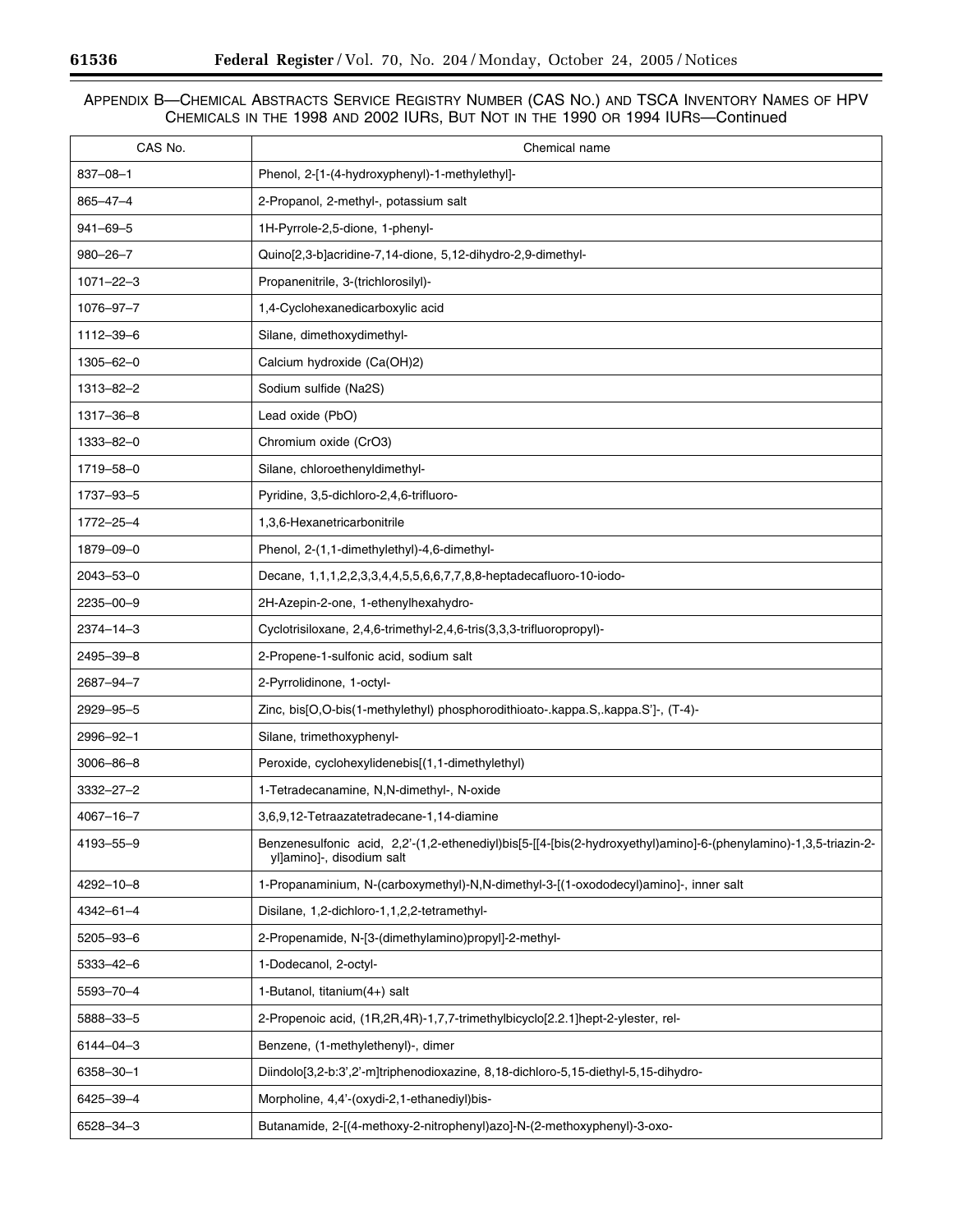APPENDIX B—CHEMICAL ABSTRACTS SERVICE REGISTRY NUMBER (CAS NO.) AND TSCA INVENTORY NAMES OF HPV CHEMICALS IN THE 1998 AND 2002 IURS, BUT NOT IN THE 1990 OR 1994 IURS—Continued

| CAS No. | Chemical name |
| --- | --- |
| 837–08–1 | Phenol, 2-[1-(4-hydroxyphenyl)-1-methylethyl]- |
| 865–47–4 | 2-Propanol, 2-methyl-, potassium salt |
| 941–69–5 | 1H-Pyrrole-2,5-dione, 1-phenyl- |
| 980–26–7 | Quino[2,3-b]acridine-7,14-dione, 5,12-dihydro-2,9-dimethyl- |
| 1071–22–3 | Propanenitrile, 3-(trichlorosilyl)- |
| 1076–97–7 | 1,4-Cyclohexanedicarboxylic acid |
| 1112–39–6 | Silane, dimethoxydimethyl- |
| 1305–62–0 | Calcium hydroxide (Ca(OH)2) |
| 1313–82–2 | Sodium sulfide (Na2S) |
| 1317–36–8 | Lead oxide (PbO) |
| 1333–82–0 | Chromium oxide (CrO3) |
| 1719–58–0 | Silane, chloroethenyldimethyl- |
| 1737–93–5 | Pyridine, 3,5-dichloro-2,4,6-trifluoro- |
| 1772–25–4 | 1,3,6-Hexanetricarbonitrile |
| 1879–09–0 | Phenol, 2-(1,1-dimethylethyl)-4,6-dimethyl- |
| 2043–53–0 | Decane, 1,1,1,2,2,3,3,4,4,5,5,6,6,7,7,8,8-heptadecafluoro-10-iodo- |
| 2235–00–9 | 2H-Azepin-2-one, 1-ethenylhexahydro- |
| 2374–14–3 | Cyclotrisiloxane, 2,4,6-trimethyl-2,4,6-tris(3,3,3-trifluoropropyl)- |
| 2495–39–8 | 2-Propene-1-sulfonic acid, sodium salt |
| 2687–94–7 | 2-Pyrrolidinone, 1-octyl- |
| 2929–95–5 | Zinc, bis[O,O-bis(1-methylethyl) phosphorodithioato-.kappa.S,.kappa.S']-, (T-4)- |
| 2996–92–1 | Silane, trimethoxyphenyl- |
| 3006–86–8 | Peroxide, cyclohexylidenebis[(1,1-dimethylethyl) |
| 3332–27–2 | 1-Tetradecanamine, N,N-dimethyl-, N-oxide |
| 4067–16–7 | 3,6,9,12-Tetraazatetradecane-1,14-diamine |
| 4193–55–9 | Benzenesulfonic acid, 2,2'-(1,2-ethenediyl)bis[5-[[4-[bis(2-hydroxyethyl)amino]-6-(phenylamino)-1,3,5-triazin-2-yl]amino]-, disodium salt |
| 4292–10–8 | 1-Propanaminium, N-(carboxymethyl)-N,N-dimethyl-3-[(1-oxododecyl)amino]-, inner salt |
| 4342–61–4 | Disilane, 1,2-dichloro-1,1,2,2-tetramethyl- |
| 5205–93–6 | 2-Propenamide, N-[3-(dimethylamino)propyl]-2-methyl- |
| 5333–42–6 | 1-Dodecanol, 2-octyl- |
| 5593–70–4 | 1-Butanol, titanium(4+) salt |
| 5888–33–5 | 2-Propenoic acid, (1R,2R,4R)-1,7,7-trimethylbicyclo[2.2.1]hept-2-ylester, rel- |
| 6144–04–3 | Benzene, (1-methylethenyl)-, dimer |
| 6358–30–1 | Diindolo[3,2-b:3',2'-m]triphenodioxazine, 8,18-dichloro-5,15-diethyl-5,15-dihydro- |
| 6425–39–4 | Morpholine, 4,4'-(oxydi-2,1-ethanediyl)bis- |
| 6528–34–3 | Butanamide, 2-[(4-methoxy-2-nitrophenyl)azo]-N-(2-methoxyphenyl)-3-oxo- |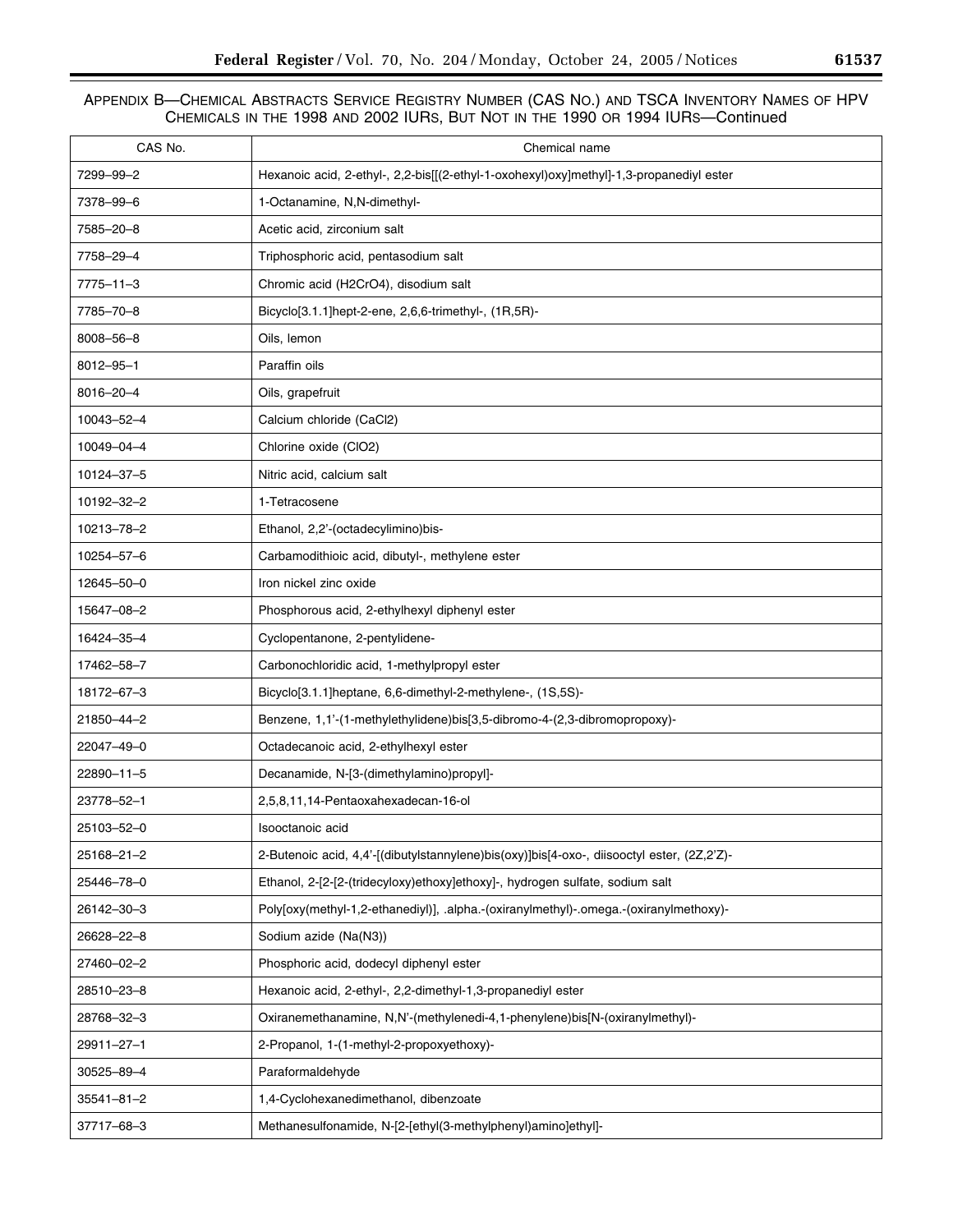APPENDIX B—CHEMICAL ABSTRACTS SERVICE REGISTRY NUMBER (CAS NO.) AND TSCA INVENTORY NAMES OF HPV CHEMICALS IN THE 1998 AND 2002 IURS, BUT NOT IN THE 1990 OR 1994 IURS—Continued

| CAS No. | Chemical name |
|---|---|
| 7299–99–2 | Hexanoic acid, 2-ethyl-, 2,2-bis[[(2-ethyl-1-oxohexyl)oxy]methyl]-1,3-propanediyl ester |
| 7378–99–6 | 1-Octanamine, N,N-dimethyl- |
| 7585–20–8 | Acetic acid, zirconium salt |
| 7758–29–4 | Triphosphoric acid, pentasodium salt |
| 7775–11–3 | Chromic acid (H2CrO4), disodium salt |
| 7785–70–8 | Bicyclo[3.1.1]hept-2-ene, 2,6,6-trimethyl-, (1R,5R)- |
| 8008–56–8 | Oils, lemon |
| 8012–95–1 | Paraffin oils |
| 8016–20–4 | Oils, grapefruit |
| 10043–52–4 | Calcium chloride (CaCl2) |
| 10049–04–4 | Chlorine oxide (ClO2) |
| 10124–37–5 | Nitric acid, calcium salt |
| 10192–32–2 | 1-Tetracosene |
| 10213–78–2 | Ethanol, 2,2'-(octadecylimino)bis- |
| 10254–57–6 | Carbamodithioic acid, dibutyl-, methylene ester |
| 12645–50–0 | Iron nickel zinc oxide |
| 15647–08–2 | Phosphorous acid, 2-ethylhexyl diphenyl ester |
| 16424–35–4 | Cyclopentanone, 2-pentylidene- |
| 17462–58–7 | Carbonochloridic acid, 1-methylpropyl ester |
| 18172–67–3 | Bicyclo[3.1.1]heptane, 6,6-dimethyl-2-methylene-, (1S,5S)- |
| 21850–44–2 | Benzene, 1,1'-(1-methylethylidene)bis[3,5-dibromo-4-(2,3-dibromopropoxy)- |
| 22047–49–0 | Octadecanoic acid, 2-ethylhexyl ester |
| 22890–11–5 | Decanamide, N-[3-(dimethylamino)propyl]- |
| 23778–52–1 | 2,5,8,11,14-Pentaoxahexadecan-16-ol |
| 25103–52–0 | Isooctanoic acid |
| 25168–21–2 | 2-Butenoic acid, 4,4'-[(dibutylstannylene)bis(oxy)]bis[4-oxo-, diisooctyl ester, (2Z,2'Z)- |
| 25446–78–0 | Ethanol, 2-[2-[2-(tridecyloxy)ethoxy]ethoxy]-, hydrogen sulfate, sodium salt |
| 26142–30–3 | Poly[oxy(methyl-1,2-ethanediyl)], .alpha.-(oxiranylmethyl)-.omega.-(oxiranylmethoxy)- |
| 26628–22–8 | Sodium azide (Na(N3)) |
| 27460–02–2 | Phosphoric acid, dodecyl diphenyl ester |
| 28510–23–8 | Hexanoic acid, 2-ethyl-, 2,2-dimethyl-1,3-propanediyl ester |
| 28768–32–3 | Oxiranemethanamine, N,N'-(methylenedi-4,1-phenylene)bis[N-(oxiranylmethyl)- |
| 29911–27–1 | 2-Propanol, 1-(1-methyl-2-propoxyethoxy)- |
| 30525–89–4 | Paraformaldehyde |
| 35541–81–2 | 1,4-Cyclohexanedimethanol, dibenzoate |
| 37717–68–3 | Methanesulfonamide, N-[2-[ethyl(3-methylphenyl)amino]ethyl]- |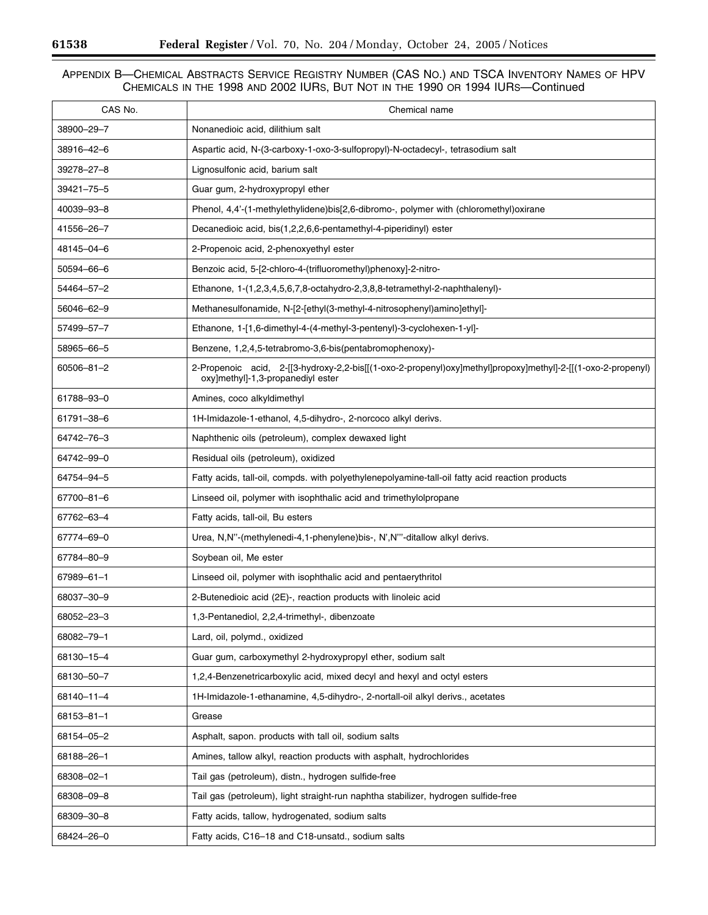APPENDIX B—CHEMICAL ABSTRACTS SERVICE REGISTRY NUMBER (CAS NO.) AND TSCA INVENTORY NAMES OF HPV CHEMICALS IN THE 1998 AND 2002 IURS, BUT NOT IN THE 1990 OR 1994 IURS—Continued

| CAS No. | Chemical name |
|---|---|
| 38900–29–7 | Nonanedioic acid, dilithium salt |
| 38916–42–6 | Aspartic acid, N-(3-carboxy-1-oxo-3-sulfopropyl)-N-octadecyl-, tetrasodium salt |
| 39278–27–8 | Lignosulfonic acid, barium salt |
| 39421–75–5 | Guar gum, 2-hydroxypropyl ether |
| 40039–93–8 | Phenol, 4,4'-(1-methylethylidene)bis[2,6-dibromo-, polymer with (chloromethyl)oxirane |
| 41556–26–7 | Decanedioic acid, bis(1,2,2,6,6-pentamethyl-4-piperidinyl) ester |
| 48145–04–6 | 2-Propenoic acid, 2-phenoxyethyl ester |
| 50594–66–6 | Benzoic acid, 5-[2-chloro-4-(trifluoromethyl)phenoxy]-2-nitro- |
| 54464–57–2 | Ethanone, 1-(1,2,3,4,5,6,7,8-octahydro-2,3,8,8-tetramethyl-2-naphthalenyl)- |
| 56046–62–9 | Methanesulfonamide, N-[2-[ethyl(3-methyl-4-nitrosophenyl)amino]ethyl]- |
| 57499–57–7 | Ethanone, 1-[1,6-dimethyl-4-(4-methyl-3-pentenyl)-3-cyclohexen-1-yl]- |
| 58965–66–5 | Benzene, 1,2,4,5-tetrabromo-3,6-bis(pentabromophenoxy)- |
| 60506–81–2 | 2-Propenoic acid, 2-[[3-hydroxy-2,2-bis[[(1-oxo-2-propenyl)oxy]methyl]propoxy]methyl]-2-[[(1-oxo-2-propenyl) oxy]methyl]-1,3-propanediyl ester |
| 61788–93–0 | Amines, coco alkyldimethyl |
| 61791–38–6 | 1H-Imidazole-1-ethanol, 4,5-dihydro-, 2-norcoco alkyl derivs. |
| 64742–76–3 | Naphthenic oils (petroleum), complex dewaxed light |
| 64742–99–0 | Residual oils (petroleum), oxidized |
| 64754–94–5 | Fatty acids, tall-oil, compds. with polyethylenepolyamine-tall-oil fatty acid reaction products |
| 67700–81–6 | Linseed oil, polymer with isophthalic acid and trimethylolpropane |
| 67762–63–4 | Fatty acids, tall-oil, Bu esters |
| 67774–69–0 | Urea, N,N''-(methylenedi-4,1-phenylene)bis-, N',N'''-ditallow alkyl derivs. |
| 67784–80–9 | Soybean oil, Me ester |
| 67989–61–1 | Linseed oil, polymer with isophthalic acid and pentaerythritol |
| 68037–30–9 | 2-Butenedioic acid (2E)-, reaction products with linoleic acid |
| 68052–23–3 | 1,3-Pentanediol, 2,2,4-trimethyl-, dibenzoate |
| 68082–79–1 | Lard, oil, polymd., oxidized |
| 68130–15–4 | Guar gum, carboxymethyl 2-hydroxypropyl ether, sodium salt |
| 68130–50–7 | 1,2,4-Benzenetricarboxylic acid, mixed decyl and hexyl and octyl esters |
| 68140–11–4 | 1H-Imidazole-1-ethanamine, 4,5-dihydro-, 2-nortall-oil alkyl derivs., acetates |
| 68153–81–1 | Grease |
| 68154–05–2 | Asphalt, sapon. products with tall oil, sodium salts |
| 68188–26–1 | Amines, tallow alkyl, reaction products with asphalt, hydrochlorides |
| 68308–02–1 | Tail gas (petroleum), distn., hydrogen sulfide-free |
| 68308–09–8 | Tail gas (petroleum), light straight-run naphtha stabilizer, hydrogen sulfide-free |
| 68309–30–8 | Fatty acids, tallow, hydrogenated, sodium salts |
| 68424–26–0 | Fatty acids, C16–18 and C18-unsatd., sodium salts |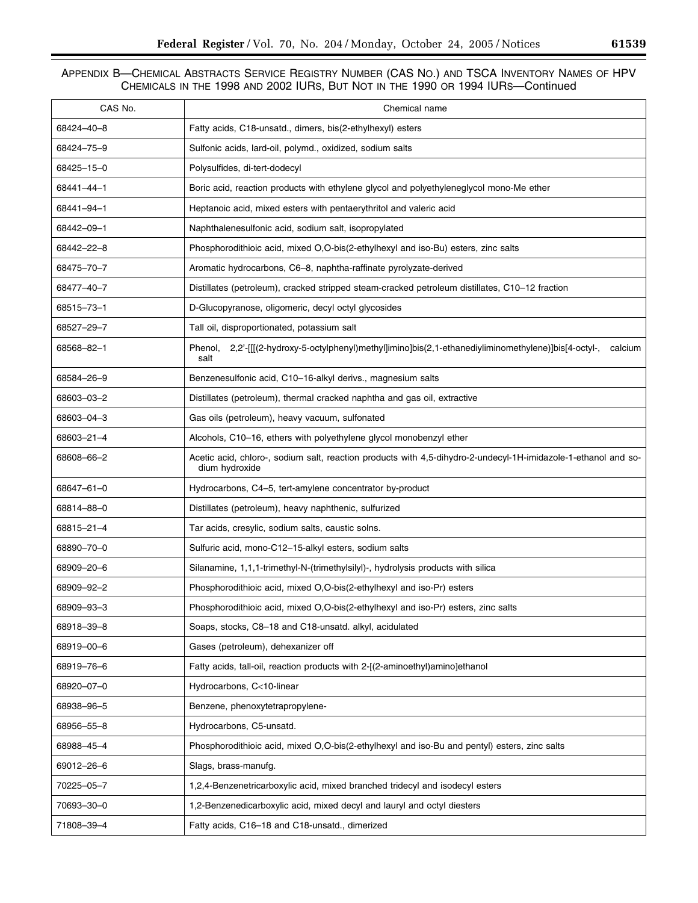APPENDIX B—CHEMICAL ABSTRACTS SERVICE REGISTRY NUMBER (CAS NO.) AND TSCA INVENTORY NAMES OF HPV CHEMICALS IN THE 1998 AND 2002 IURS, BUT NOT IN THE 1990 OR 1994 IURS—Continued

| CAS No. | Chemical name |
|---|---|
| 68424–40–8 | Fatty acids, C18-unsatd., dimers, bis(2-ethylhexyl) esters |
| 68424–75–9 | Sulfonic acids, lard-oil, polymd., oxidized, sodium salts |
| 68425–15–0 | Polysulfides, di-tert-dodecyl |
| 68441–44–1 | Boric acid, reaction products with ethylene glycol and polyethyleneglycol mono-Me ether |
| 68441–94–1 | Heptanoic acid, mixed esters with pentaerythritol and valeric acid |
| 68442–09–1 | Naphthalenesulfonic acid, sodium salt, isopropylated |
| 68442–22–8 | Phosphorodithioic acid, mixed O,O-bis(2-ethylhexyl and iso-Bu) esters, zinc salts |
| 68475–70–7 | Aromatic hydrocarbons, C6–8, naphtha-raffinate pyrolyzate-derived |
| 68477–40–7 | Distillates (petroleum), cracked stripped steam-cracked petroleum distillates, C10–12 fraction |
| 68515–73–1 | D-Glucopyranose, oligomeric, decyl octyl glycosides |
| 68527–29–7 | Tall oil, disproportionated, potassium salt |
| 68568–82–1 | Phenol, 2,2'-[[[(2-hydroxy-5-octylphenyl)methyl]imino]bis(2,1-ethanediyliminomethylene)]bis[4-octyl-, calcium salt |
| 68584–26–9 | Benzenesulfonic acid, C10–16-alkyl derivs., magnesium salts |
| 68603–03–2 | Distillates (petroleum), thermal cracked naphtha and gas oil, extractive |
| 68603–04–3 | Gas oils (petroleum), heavy vacuum, sulfonated |
| 68603–21–4 | Alcohols, C10–16, ethers with polyethylene glycol monobenzyl ether |
| 68608–66–2 | Acetic acid, chloro-, sodium salt, reaction products with 4,5-dihydro-2-undecyl-1H-imidazole-1-ethanol and sodium hydroxide |
| 68647–61–0 | Hydrocarbons, C4–5, tert-amylene concentrator by-product |
| 68814–88–0 | Distillates (petroleum), heavy naphthenic, sulfurized |
| 68815–21–4 | Tar acids, cresylic, sodium salts, caustic solns. |
| 68890–70–0 | Sulfuric acid, mono-C12–15-alkyl esters, sodium salts |
| 68909–20–6 | Silanamine, 1,1,1-trimethyl-N-(trimethylsilyl)-, hydrolysis products with silica |
| 68909–92–2 | Phosphorodithioic acid, mixed O,O-bis(2-ethylhexyl and iso-Pr) esters |
| 68909–93–3 | Phosphorodithioic acid, mixed O,O-bis(2-ethylhexyl and iso-Pr) esters, zinc salts |
| 68918–39–8 | Soaps, stocks, C8–18 and C18-unsatd. alkyl, acidulated |
| 68919–00–6 | Gases (petroleum), dehexanizer off |
| 68919–76–6 | Fatty acids, tall-oil, reaction products with 2-[(2-aminoethyl)amino]ethanol |
| 68920–07–0 | Hydrocarbons, C<10-linear |
| 68938–96–5 | Benzene, phenoxytetrapropylene- |
| 68956–55–8 | Hydrocarbons, C5-unsatd. |
| 68988–45–4 | Phosphorodithioic acid, mixed O,O-bis(2-ethylhexyl and iso-Bu and pentyl) esters, zinc salts |
| 69012–26–6 | Slags, brass-manufg. |
| 70225–05–7 | 1,2,4-Benzenetricarboxylic acid, mixed branched tridecyl and isodecyl esters |
| 70693–30–0 | 1,2-Benzenedicarboxylic acid, mixed decyl and lauryl and octyl diesters |
| 71808–39–4 | Fatty acids, C16–18 and C18-unsatd., dimerized |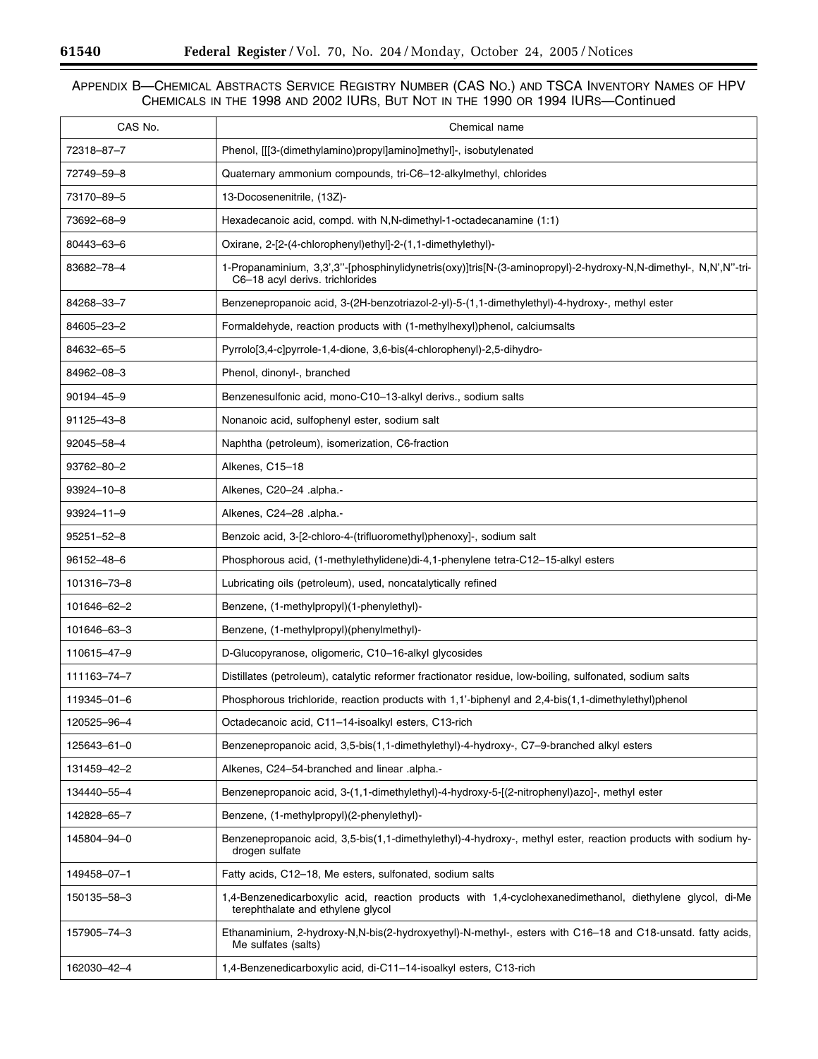APPENDIX B—CHEMICAL ABSTRACTS SERVICE REGISTRY NUMBER (CAS NO.) AND TSCA INVENTORY NAMES OF HPV CHEMICALS IN THE 1998 AND 2002 IURS, BUT NOT IN THE 1990 OR 1994 IURS—Continued

| CAS No. | Chemical name |
| --- | --- |
| 72318–87–7 | Phenol, [[[3-(dimethylamino)propyl]amino]methyl]-, isobutylenated |
| 72749–59–8 | Quaternary ammonium compounds, tri-C6–12-alkylmethyl, chlorides |
| 73170–89–5 | 13-Docosenenitrile, (13Z)- |
| 73692–68–9 | Hexadecanoic acid, compd. with N,N-dimethyl-1-octadecanamine (1:1) |
| 80443–63–6 | Oxirane, 2-[2-(4-chlorophenyl)ethyl]-2-(1,1-dimethylethyl)- |
| 83682–78–4 | 1-Propanaminium, 3,3',3''-[phosphinylidynetris(oxy)]tris[N-(3-aminopropyl)-2-hydroxy-N,N-dimethyl-, N,N',N''-tri-C6–18 acyl derivs. trichlorides |
| 84268–33–7 | Benzenepropanoic acid, 3-(2H-benzotriazol-2-yl)-5-(1,1-dimethylethyl)-4-hydroxy-, methyl ester |
| 84605–23–2 | Formaldehyde, reaction products with (1-methylhexyl)phenol, calciumsalts |
| 84632–65–5 | Pyrrolo[3,4-c]pyrrole-1,4-dione, 3,6-bis(4-chlorophenyl)-2,5-dihydro- |
| 84962–08–3 | Phenol, dinonyl-, branched |
| 90194–45–9 | Benzenesulfonic acid, mono-C10–13-alkyl derivs., sodium salts |
| 91125–43–8 | Nonanoic acid, sulfophenyl ester, sodium salt |
| 92045–58–4 | Naphtha (petroleum), isomerization, C6-fraction |
| 93762–80–2 | Alkenes, C15–18 |
| 93924–10–8 | Alkenes, C20–24 .alpha.- |
| 93924–11–9 | Alkenes, C24–28 .alpha.- |
| 95251–52–8 | Benzoic acid, 3-[2-chloro-4-(trifluoromethyl)phenoxy]-, sodium salt |
| 96152–48–6 | Phosphorous acid, (1-methylethylidene)di-4,1-phenylene tetra-C12–15-alkyl esters |
| 101316–73–8 | Lubricating oils (petroleum), used, noncatalytically refined |
| 101646–62–2 | Benzene, (1-methylpropyl)(1-phenylethyl)- |
| 101646–63–3 | Benzene, (1-methylpropyl)(phenylmethyl)- |
| 110615–47–9 | D-Glucopyranose, oligomeric, C10–16-alkyl glycosides |
| 111163–74–7 | Distillates (petroleum), catalytic reformer fractionator residue, low-boiling, sulfonated, sodium salts |
| 119345–01–6 | Phosphorous trichloride, reaction products with 1,1'-biphenyl and 2,4-bis(1,1-dimethylethyl)phenol |
| 120525–96–4 | Octadecanoic acid, C11–14-isoalkyl esters, C13-rich |
| 125643–61–0 | Benzenepropanoic acid, 3,5-bis(1,1-dimethylethyl)-4-hydroxy-, C7–9-branched alkyl esters |
| 131459–42–2 | Alkenes, C24–54-branched and linear .alpha.- |
| 134440–55–4 | Benzenepropanoic acid, 3-(1,1-dimethylethyl)-4-hydroxy-5-[(2-nitrophenyl)azo]-, methyl ester |
| 142828–65–7 | Benzene, (1-methylpropyl)(2-phenylethyl)- |
| 145804–94–0 | Benzenepropanoic acid, 3,5-bis(1,1-dimethylethyl)-4-hydroxy-, methyl ester, reaction products with sodium hydrogen sulfate |
| 149458–07–1 | Fatty acids, C12–18, Me esters, sulfonated, sodium salts |
| 150135–58–3 | 1,4-Benzenedicarboxylic acid, reaction products with 1,4-cyclohexanedimethanol, diethylene glycol, di-Me terephthalate and ethylene glycol |
| 157905–74–3 | Ethanaminium, 2-hydroxy-N,N-bis(2-hydroxyethyl)-N-methyl-, esters with C16–18 and C18-unsatd. fatty acids, Me sulfates (salts) |
| 162030–42–4 | 1,4-Benzenedicarboxylic acid, di-C11–14-isoalkyl esters, C13-rich |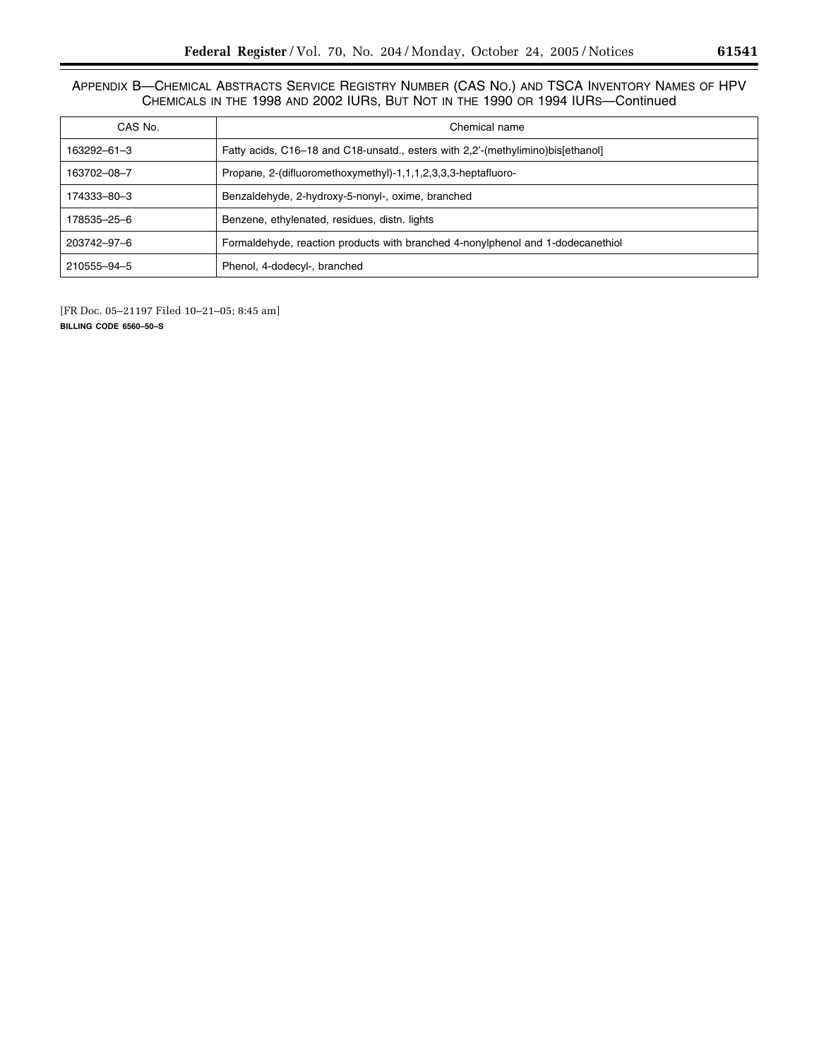APPENDIX B—CHEMICAL ABSTRACTS SERVICE REGISTRY NUMBER (CAS NO.) AND TSCA INVENTORY NAMES OF HPV CHEMICALS IN THE 1998 AND 2002 IURS, BUT NOT IN THE 1990 OR 1994 IURS—Continued

| CAS No. | Chemical name |
|---|---|
| 163292–61–3 | Fatty acids, C16–18 and C18-unsatd., esters with 2,2'-(methylimino)bis[ethanol] |
| 163702–08–7 | Propane, 2-(difluoromethoxymethyl)-1,1,1,2,3,3,3-heptafluoro- |
| 174333–80–3 | Benzaldehyde, 2-hydroxy-5-nonyl-, oxime, branched |
| 178535–25–6 | Benzene, ethylenated, residues, distn. lights |
| 203742–97–6 | Formaldehyde, reaction products with branched 4-nonylphenol and 1-dodecanethiol |
| 210555–94–5 | Phenol, 4-dodecyl-, branched |

[FR Doc. 05–21197 Filed 10–21–05; 8:45 am]

**BILLING CODE 6560–50–S**